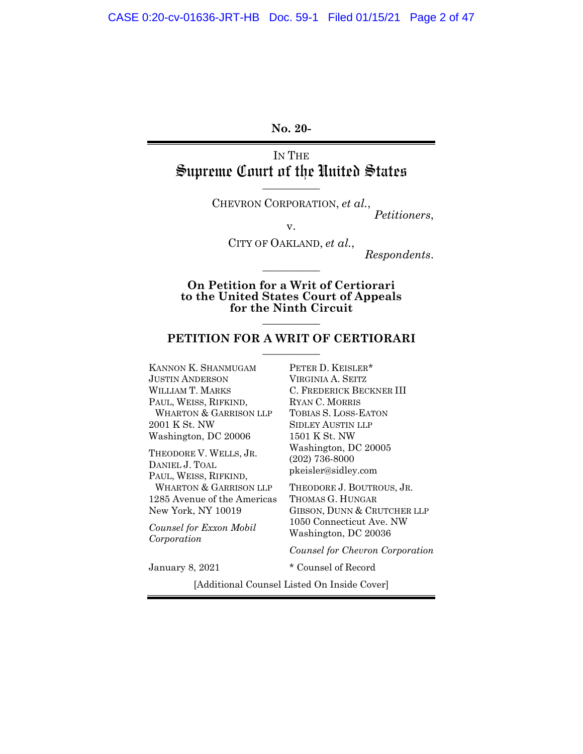No. 20-

IN THE
# Supreme Court of the United States

CHEVRON CORPORATION, *et al.*,
*Petitioners*,

v.

CITY OF OAKLAND, *et al.*,
*Respondents*.

**On Petition for a Writ of Certiorari to the United States Court of Appeals for the Ninth Circuit**

## PETITION FOR A WRIT OF CERTIORARI

KANNON K. SHANMUGAM
JUSTIN ANDERSON
WILLIAM T. MARKS
PAUL, WEISS, RIFKIND, WHARTON & GARRISON LLP
2001 K St. NW
Washington, DC 20006

THEODORE V. WELLS, JR.
DANIEL J. TOAL
PAUL, WEISS, RIFKIND, WHARTON & GARRISON LLP
1285 Avenue of the Americas
New York, NY 10019

*Counsel for Exxon Mobil Corporation*

PETER D. KEISLER*
VIRGINIA A. SEITZ
C. FREDERICK BECKNER III
RYAN C. MORRIS
TOBIAS S. LOSS-EATON
SIDLEY AUSTIN LLP
1501 K St. NW
Washington, DC 20005
(202) 736-8000
pkeisler@sidley.com

THEODORE J. BOUTROUS, JR.
THOMAS G. HUNGAR
GIBSON, DUNN & CRUTCHER LLP
1050 Connecticut Ave. NW
Washington, DC 20036

*Counsel for Chevron Corporation*

January 8, 2021

* Counsel of Record

[Additional Counsel Listed On Inside Cover]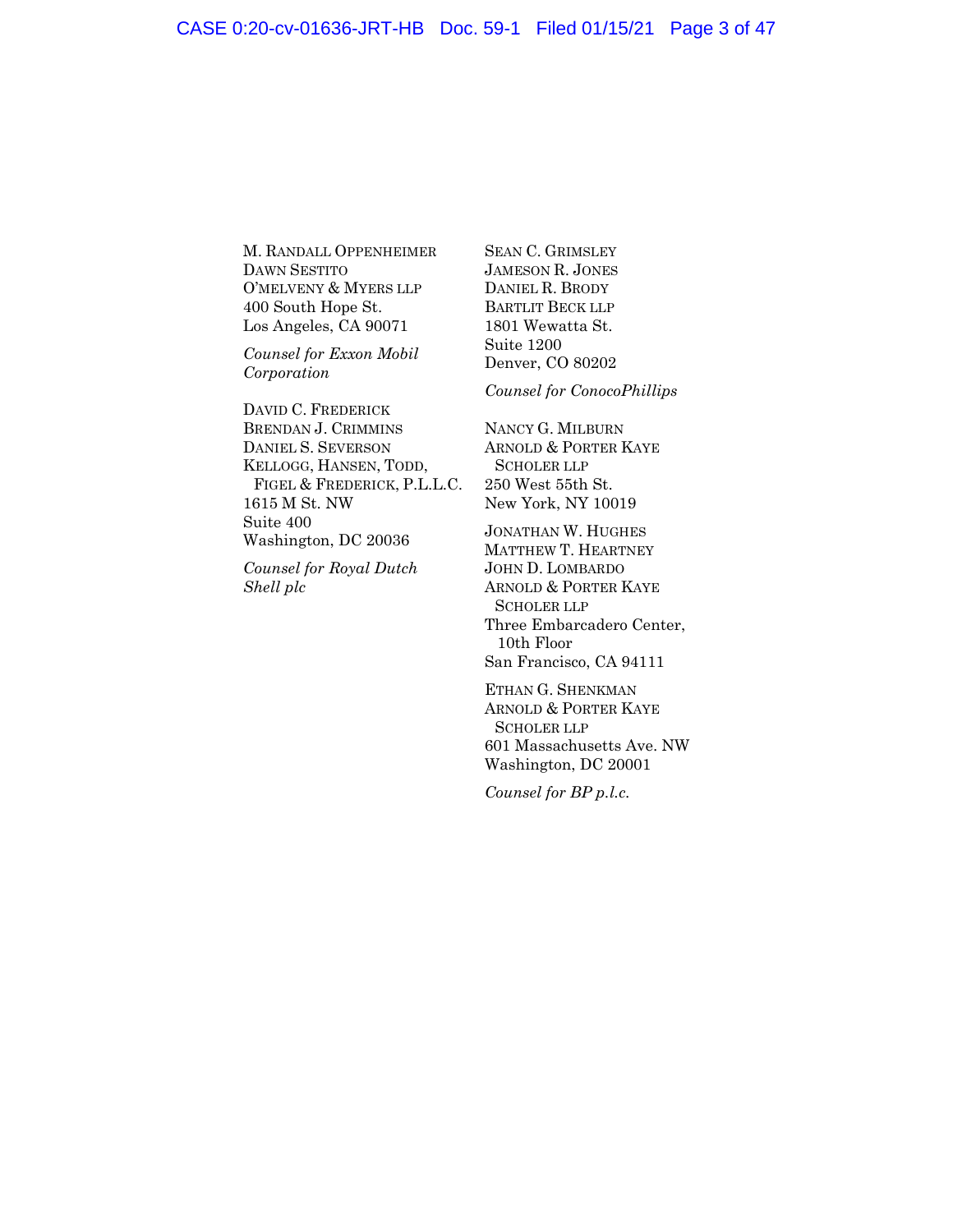M. RANDALL OPPENHEIMER
DAWN SESTITO
O'MELVENY & MYERS LLP
400 South Hope St.
Los Angeles, CA 90071

*Counsel for Exxon Mobil Corporation*

DAVID C. FREDERICK
BRENDAN J. CRIMMINS
DANIEL S. SEVERSON
KELLOGG, HANSEN, TODD, FIGEL & FREDERICK, P.L.L.C.
1615 M St. NW
Suite 400
Washington, DC 20036

*Counsel for Royal Dutch Shell plc*

SEAN C. GRIMSLEY
JAMESON R. JONES
DANIEL R. BRODY
BARTLIT BECK LLP
1801 Wewatta St.
Suite 1200
Denver, CO 80202

*Counsel for ConocoPhillips*

NANCY G. MILBURN
ARNOLD & PORTER KAYE SCHOLER LLP
250 West 55th St.
New York, NY 10019

JONATHAN W. HUGHES
MATTHEW T. HEARTNEY
JOHN D. LOMBARDO
ARNOLD & PORTER KAYE SCHOLER LLP
Three Embarcadero Center, 10th Floor
San Francisco, CA 94111

ETHAN G. SHENKMAN
ARNOLD & PORTER KAYE SCHOLER LLP
601 Massachusetts Ave. NW
Washington, DC 20001

*Counsel for BP p.l.c.*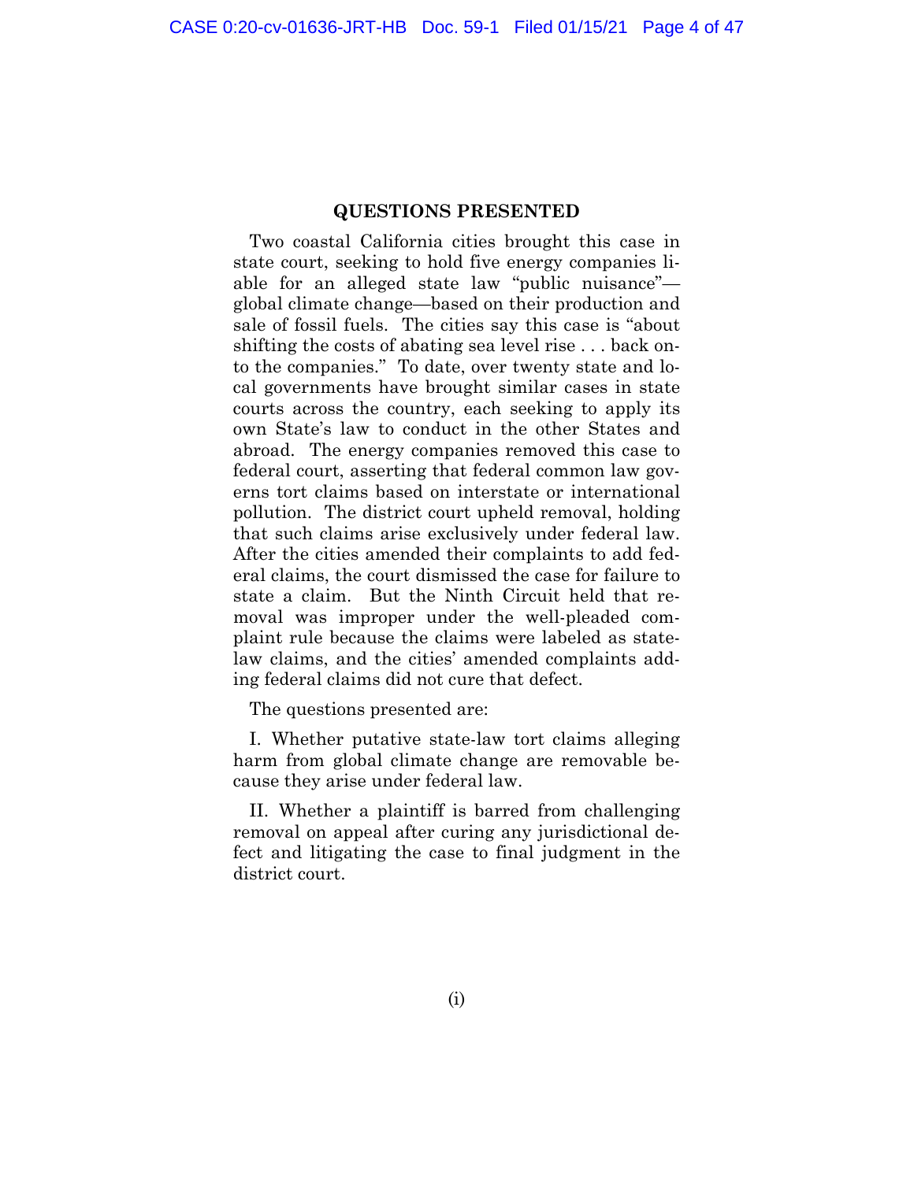## QUESTIONS PRESENTED

Two coastal California cities brought this case in state court, seeking to hold five energy companies liable for an alleged state law "public nuisance"—global climate change—based on their production and sale of fossil fuels. The cities say this case is "about shifting the costs of abating sea level rise . . . back onto the companies." To date, over twenty state and local governments have brought similar cases in state courts across the country, each seeking to apply its own State's law to conduct in the other States and abroad. The energy companies removed this case to federal court, asserting that federal common law governs tort claims based on interstate or international pollution. The district court upheld removal, holding that such claims arise exclusively under federal law. After the cities amended their complaints to add federal claims, the court dismissed the case for failure to state a claim. But the Ninth Circuit held that removal was improper under the well-pleaded complaint rule because the claims were labeled as state-law claims, and the cities' amended complaints adding federal claims did not cure that defect.

The questions presented are:

I. Whether putative state-law tort claims alleging harm from global climate change are removable because they arise under federal law.

II. Whether a plaintiff is barred from challenging removal on appeal after curing any jurisdictional defect and litigating the case to final judgment in the district court.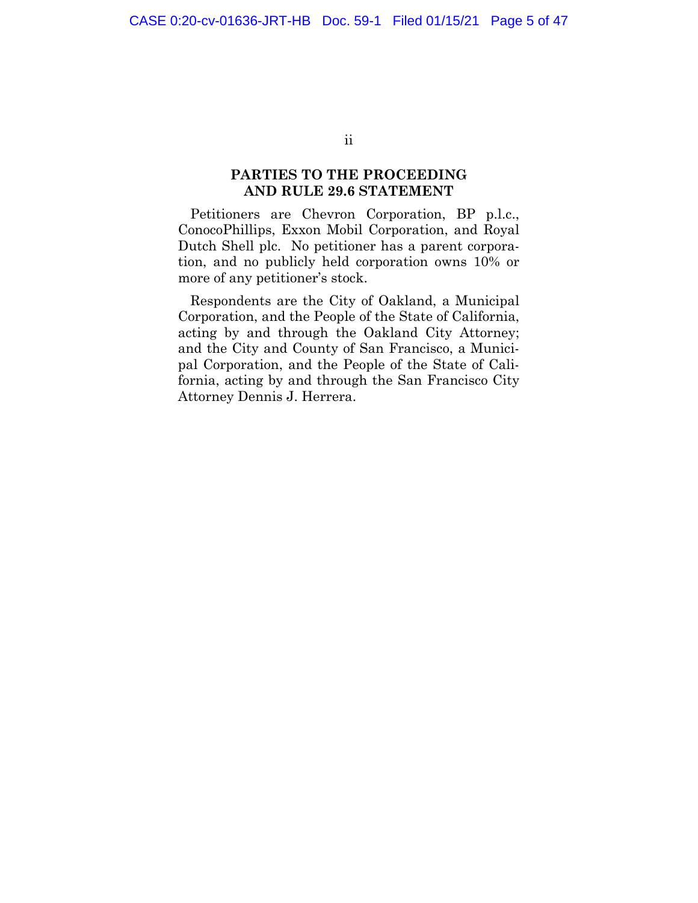## PARTIES TO THE PROCEEDING AND RULE 29.6 STATEMENT

Petitioners are Chevron Corporation, BP p.l.c., ConocoPhillips, Exxon Mobil Corporation, and Royal Dutch Shell plc. No petitioner has a parent corporation, and no publicly held corporation owns 10% or more of any petitioner's stock.

Respondents are the City of Oakland, a Municipal Corporation, and the People of the State of California, acting by and through the Oakland City Attorney; and the City and County of San Francisco, a Municipal Corporation, and the People of the State of California, acting by and through the San Francisco City Attorney Dennis J. Herrera.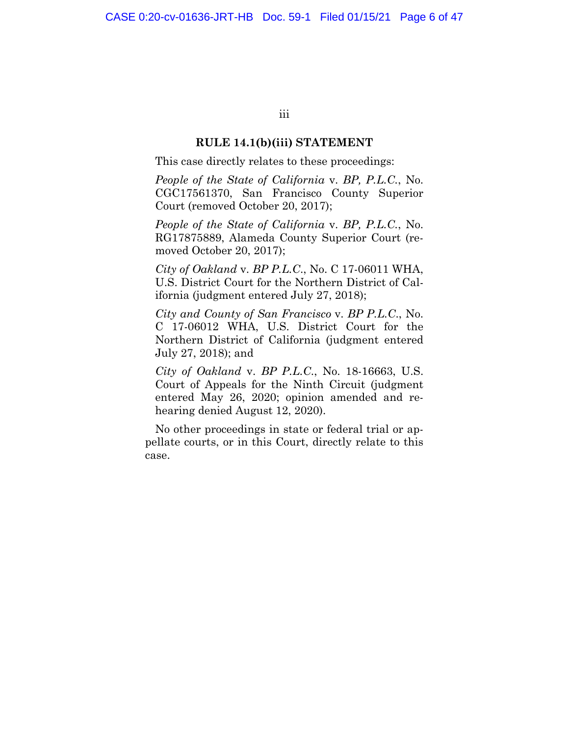## RULE 14.1(b)(iii) STATEMENT

This case directly relates to these proceedings:

*People of the State of California* v. *BP, P.L.C.*, No. CGC17561370, San Francisco County Superior Court (removed October 20, 2017);

*People of the State of California* v. *BP, P.L.C.*, No. RG17875889, Alameda County Superior Court (removed October 20, 2017);

*City of Oakland* v. *BP P.L.C.*, No. C 17-06011 WHA, U.S. District Court for the Northern District of California (judgment entered July 27, 2018);

*City and County of San Francisco* v. *BP P.L.C.*, No. C 17-06012 WHA, U.S. District Court for the Northern District of California (judgment entered July 27, 2018); and

*City of Oakland* v. *BP P.L.C.*, No. 18-16663, U.S. Court of Appeals for the Ninth Circuit (judgment entered May 26, 2020; opinion amended and rehearing denied August 12, 2020).

No other proceedings in state or federal trial or appellate courts, or in this Court, directly relate to this case.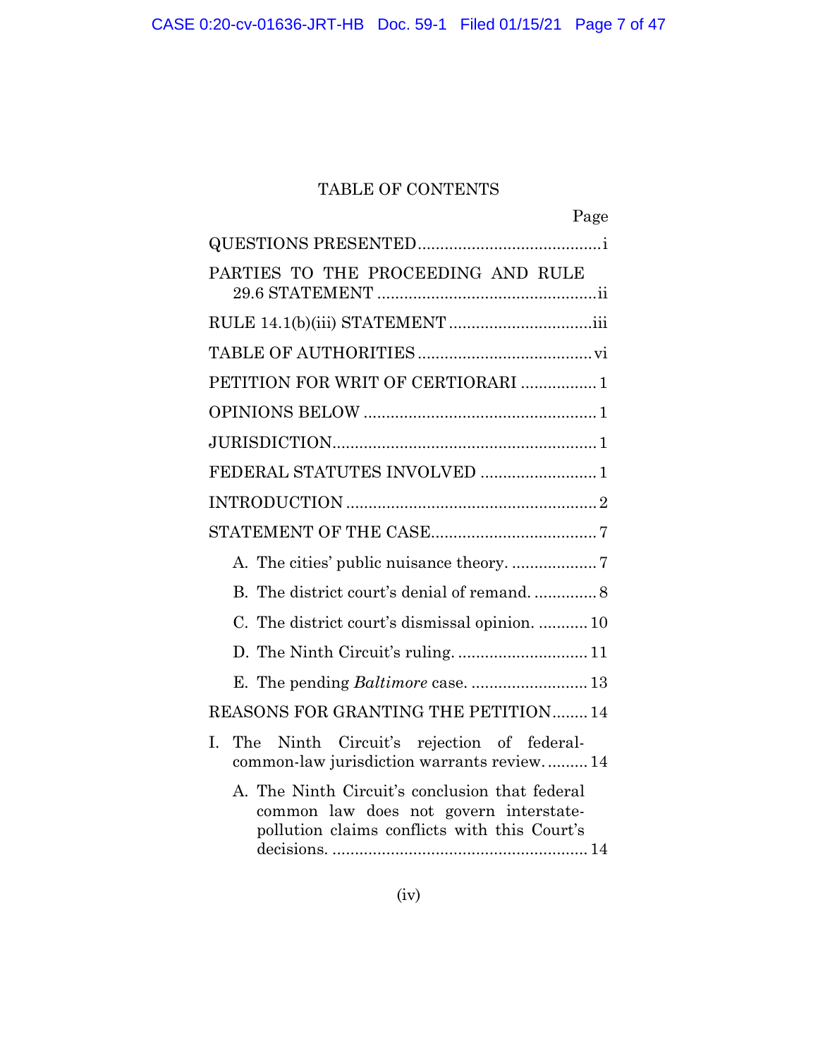# TABLE OF CONTENTS

| | Page |
|---|---|
| QUESTIONS PRESENTED | i |
| PARTIES TO THE PROCEEDING AND RULE 29.6 STATEMENT | ii |
| RULE 14.1(b)(iii) STATEMENT | iii |
| TABLE OF AUTHORITIES | vi |
| PETITION FOR WRIT OF CERTIORARI | 1 |
| OPINIONS BELOW | 1 |
| JURISDICTION | 1 |
| FEDERAL STATUTES INVOLVED | 1 |
| INTRODUCTION | 2 |
| STATEMENT OF THE CASE | 7 |
| A. The cities' public nuisance theory. | 7 |
| B. The district court's denial of remand. | 8 |
| C. The district court's dismissal opinion. | 10 |
| D. The Ninth Circuit's ruling. | 11 |
| E. The pending *Baltimore* case. | 13 |
| REASONS FOR GRANTING THE PETITION | 14 |
| I. The Ninth Circuit's rejection of federal-common-law jurisdiction warrants review. | 14 |
| A. The Ninth Circuit's conclusion that federal common law does not govern interstate-pollution claims conflicts with this Court's decisions. | 14 |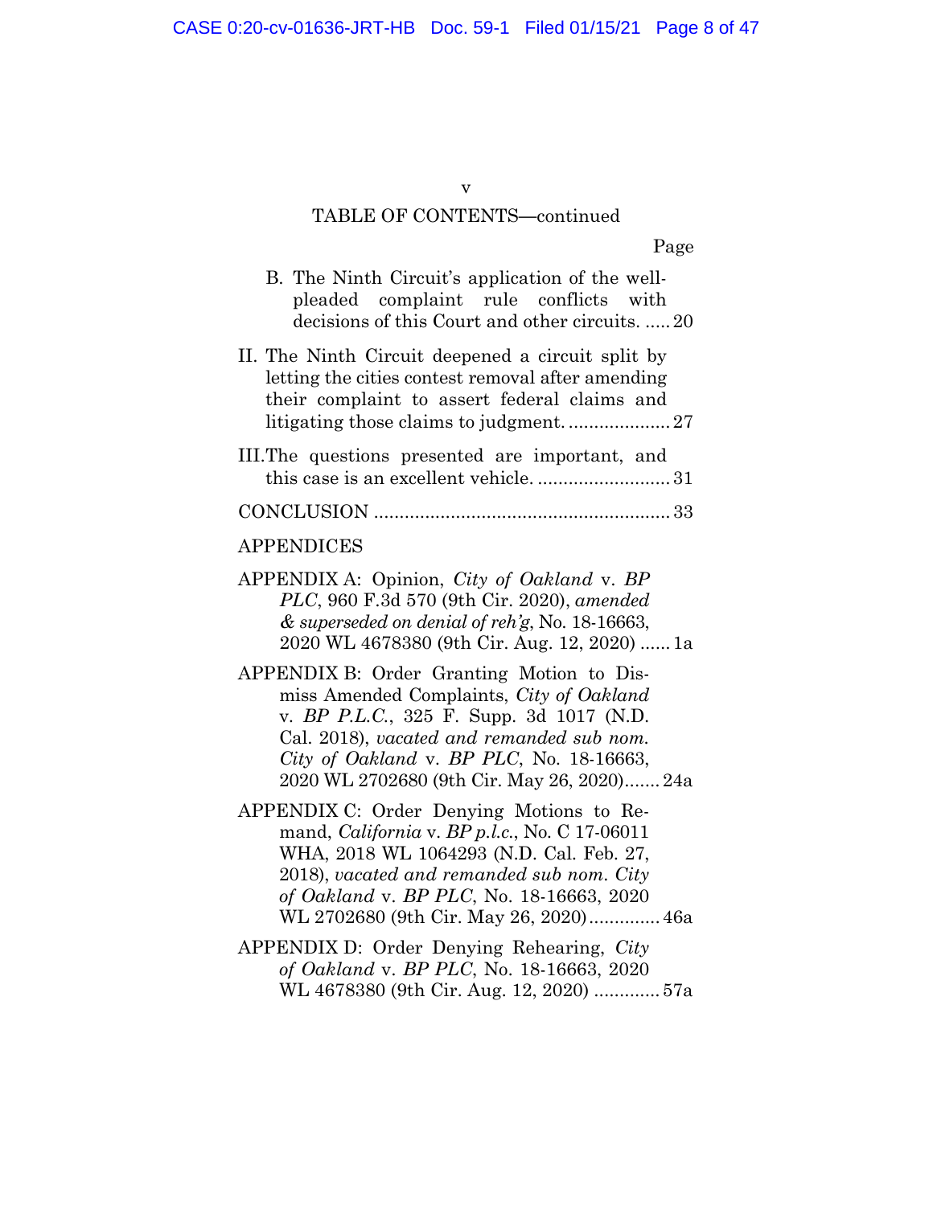TABLE OF CONTENTS—continued

Page

B. The Ninth Circuit's application of the well-pleaded complaint rule conflicts with decisions of this Court and other circuits. ..... 20

II. The Ninth Circuit deepened a circuit split by letting the cities contest removal after amending their complaint to assert federal claims and litigating those claims to judgment. .................... 27

III. The questions presented are important, and this case is an excellent vehicle. .......................... 31

CONCLUSION ......................................................... 33

APPENDICES

APPENDIX A: Opinion, *City of Oakland* v. *BP PLC*, 960 F.3d 570 (9th Cir. 2020), *amended & superseded on denial of reh'g*, No. 18-16663, 2020 WL 4678380 (9th Cir. Aug. 12, 2020) ...... 1a

APPENDIX B: Order Granting Motion to Dismiss Amended Complaints, *City of Oakland* v. *BP P.L.C.*, 325 F. Supp. 3d 1017 (N.D. Cal. 2018), *vacated and remanded sub nom. City of Oakland* v. *BP PLC*, No. 18-16663, 2020 WL 2702680 (9th Cir. May 26, 2020)....... 24a

APPENDIX C: Order Denying Motions to Remand, *California* v. *BP p.l.c.*, No. C 17-06011 WHA, 2018 WL 1064293 (N.D. Cal. Feb. 27, 2018), *vacated and remanded sub nom. City of Oakland* v. *BP PLC*, No. 18-16663, 2020 WL 2702680 (9th Cir. May 26, 2020).............. 46a

APPENDIX D: Order Denying Rehearing, *City of Oakland* v. *BP PLC*, No. 18-16663, 2020 WL 4678380 (9th Cir. Aug. 12, 2020) ............. 57a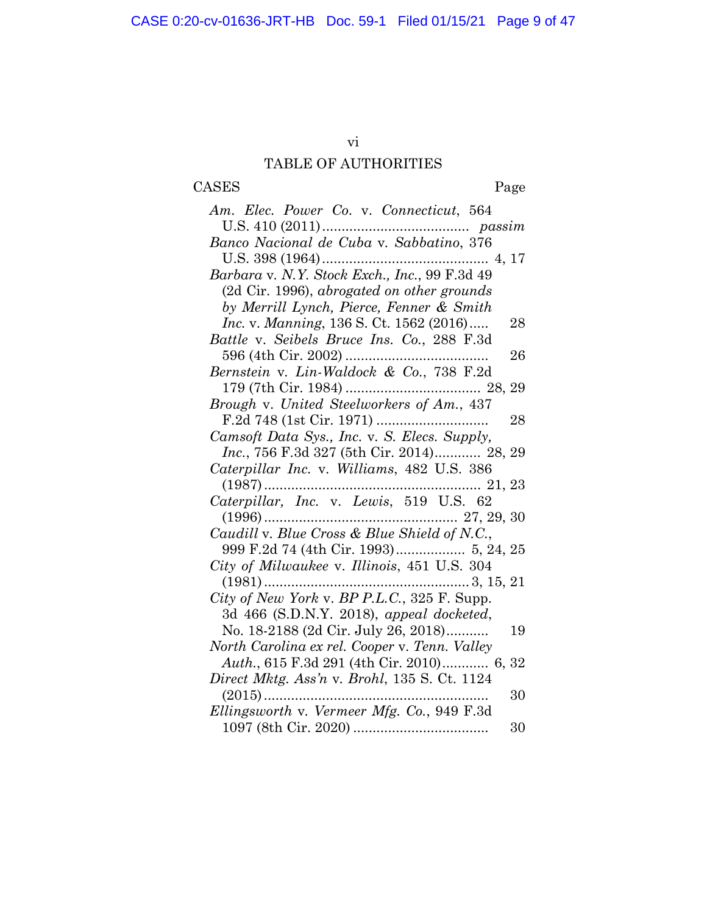# TABLE OF AUTHORITIES

CASES Page

*Am. Elec. Power Co.* v. *Connecticut*, 564 U.S. 410 (2011) ..................................... *passim*

*Banco Nacional de Cuba* v. *Sabbatino*, 376 U.S. 398 (1964) .......................................... 4, 17

*Barbara* v. *N.Y. Stock Exch., Inc.*, 99 F.3d 49 (2d Cir. 1996), *abrogated on other grounds by Merrill Lynch, Pierce, Fenner & Smith Inc.* v. *Manning*, 136 S. Ct. 1562 (2016) ..... 28

*Battle* v. *Seibels Bruce Ins. Co.*, 288 F.3d 596 (4th Cir. 2002) ..................................... 26

*Bernstein* v. *Lin-Waldock & Co.*, 738 F.2d 179 (7th Cir. 1984) ................................... 28, 29

*Brough* v. *United Steelworkers of Am.*, 437 F.2d 748 (1st Cir. 1971) ............................ 28

*Camsoft Data Sys., Inc.* v. *S. Elecs. Supply, Inc.*, 756 F.3d 327 (5th Cir. 2014)............ 28, 29

*Caterpillar Inc.* v. *Williams*, 482 U.S. 386 (1987) ....................................................... 21, 23

*Caterpillar, Inc.* v. *Lewis*, 519 U.S. 62 (1996) ................................................. 27, 29, 30

*Caudill* v. *Blue Cross & Blue Shield of N.C.*, 999 F.2d 74 (4th Cir. 1993).................. 5, 24, 25

*City of Milwaukee* v. *Illinois*, 451 U.S. 304 (1981) ..................................................... 3, 15, 21

*City of New York* v. *BP P.L.C.*, 325 F. Supp. 3d 466 (S.D.N.Y. 2018), *appeal docketed*, No. 18-2188 (2d Cir. July 26, 2018)........... 19

*North Carolina ex rel. Cooper* v. *Tenn. Valley Auth.*, 615 F.3d 291 (4th Cir. 2010)............ 6, 32

*Direct Mktg. Ass'n* v. *Brohl*, 135 S. Ct. 1124 (2015) .......................................................... 30

*Ellingsworth* v. *Vermeer Mfg. Co.*, 949 F.3d 1097 (8th Cir. 2020) ................................... 30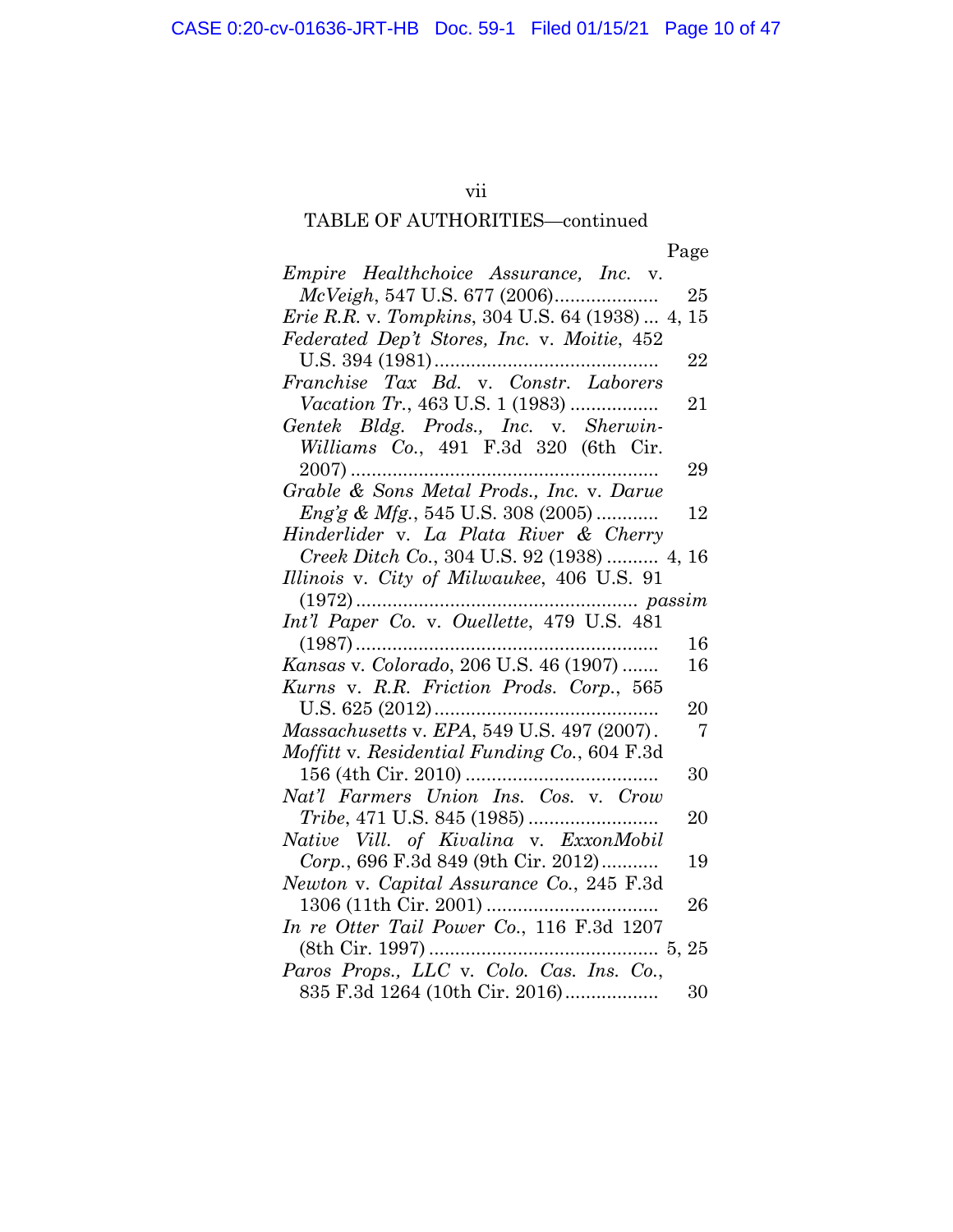TABLE OF AUTHORITIES—continued

| | Page |
|---|---|
| *Empire Healthchoice Assurance, Inc.* v. *McVeigh*, 547 U.S. 677 (2006) | 25 |
| *Erie R.R.* v. *Tompkins*, 304 U.S. 64 (1938) | 4, 15 |
| *Federated Dep't Stores, Inc.* v. *Moitie*, 452 U.S. 394 (1981) | 22 |
| *Franchise Tax Bd.* v. *Constr. Laborers Vacation Tr.*, 463 U.S. 1 (1983) | 21 |
| *Gentek Bldg. Prods., Inc.* v. *Sherwin-Williams Co.*, 491 F.3d 320 (6th Cir. 2007) | 29 |
| *Grable & Sons Metal Prods., Inc.* v. *Darue Eng'g & Mfg.*, 545 U.S. 308 (2005) | 12 |
| *Hinderlider* v. *La Plata River & Cherry Creek Ditch Co.*, 304 U.S. 92 (1938) | 4, 16 |
| *Illinois* v. *City of Milwaukee*, 406 U.S. 91 (1972) | *passim* |
| *Int'l Paper Co.* v. *Ouellette*, 479 U.S. 481 (1987) | 16 |
| *Kansas* v. *Colorado*, 206 U.S. 46 (1907) | 16 |
| *Kurns* v. *R.R. Friction Prods. Corp.*, 565 U.S. 625 (2012) | 20 |
| *Massachusetts* v. *EPA*, 549 U.S. 497 (2007) | 7 |
| *Moffitt* v. *Residential Funding Co.*, 604 F.3d 156 (4th Cir. 2010) | 30 |
| *Nat'l Farmers Union Ins. Cos.* v. *Crow Tribe*, 471 U.S. 845 (1985) | 20 |
| *Native Vill. of Kivalina* v. *ExxonMobil Corp.*, 696 F.3d 849 (9th Cir. 2012) | 19 |
| *Newton* v. *Capital Assurance Co.*, 245 F.3d 1306 (11th Cir. 2001) | 26 |
| *In re Otter Tail Power Co.*, 116 F.3d 1207 (8th Cir. 1997) | 5, 25 |
| *Paros Props., LLC* v. *Colo. Cas. Ins. Co.*, 835 F.3d 1264 (10th Cir. 2016) | 30 |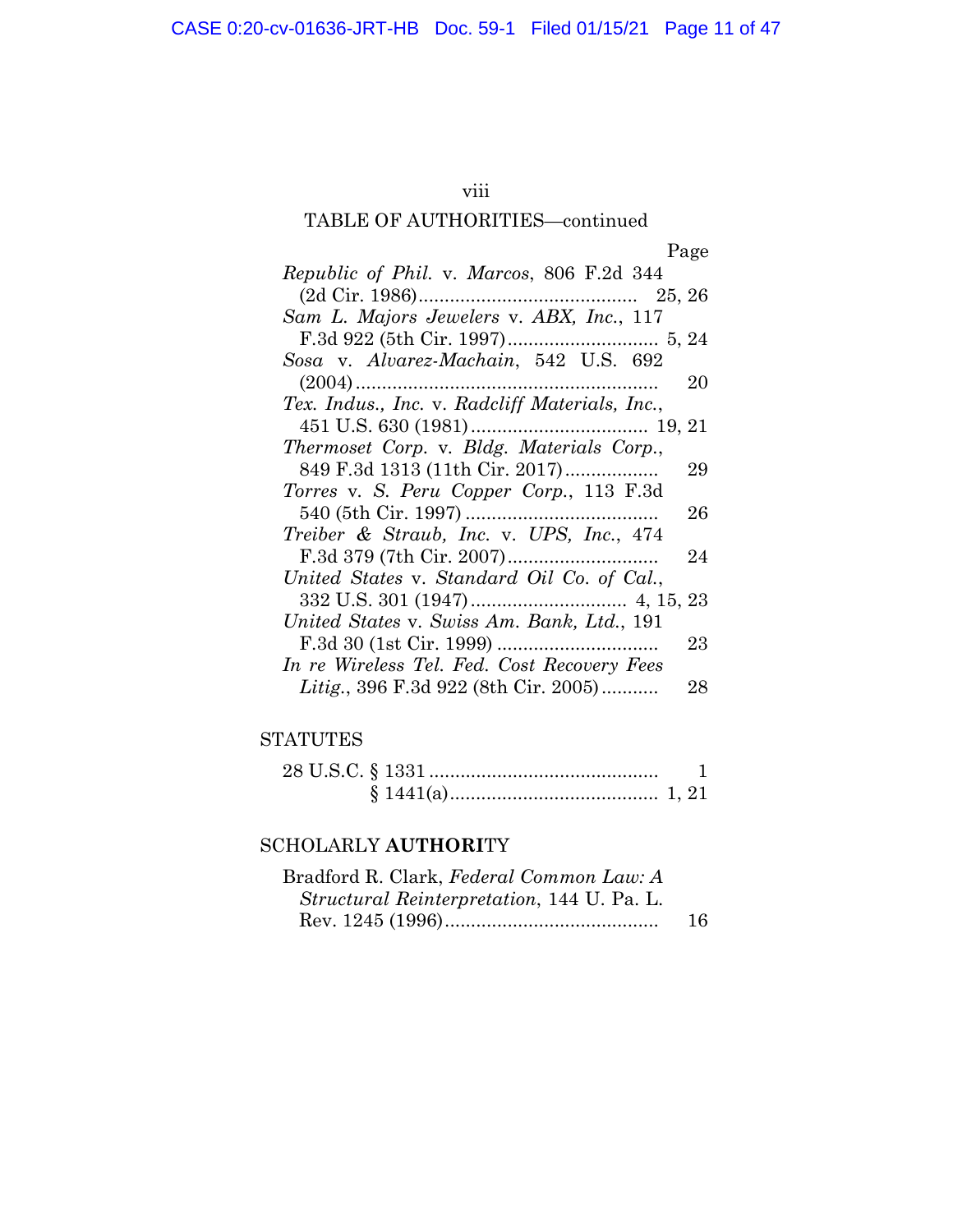TABLE OF AUTHORITIES—continued

| | Page |
|---|---|
| *Republic of Phil.* v. *Marcos*, 806 F.2d 344 (2d Cir. 1986) | 25, 26 |
| *Sam L. Majors Jewelers* v. *ABX, Inc.*, 117 F.3d 922 (5th Cir. 1997) | 5, 24 |
| *Sosa* v. *Alvarez-Machain*, 542 U.S. 692 (2004) | 20 |
| *Tex. Indus., Inc.* v. *Radcliff Materials, Inc.*, 451 U.S. 630 (1981) | 19, 21 |
| *Thermoset Corp.* v. *Bldg. Materials Corp.*, 849 F.3d 1313 (11th Cir. 2017) | 29 |
| *Torres* v. *S. Peru Copper Corp.*, 113 F.3d 540 (5th Cir. 1997) | 26 |
| *Treiber & Straub, Inc.* v. *UPS, Inc.*, 474 F.3d 379 (7th Cir. 2007) | 24 |
| *United States* v. *Standard Oil Co. of Cal.*, 332 U.S. 301 (1947) | 4, 15, 23 |
| *United States* v. *Swiss Am. Bank, Ltd.*, 191 F.3d 30 (1st Cir. 1999) | 23 |
| *In re Wireless Tel. Fed. Cost Recovery Fees Litig.*, 396 F.3d 922 (8th Cir. 2005) | 28 |

STATUTES

| | |
|---|---|
| 28 U.S.C. § 1331 | 1 |
| § 1441(a) | 1, 21 |

SCHOLARLY **AUTHORI**TY

| | |
|---|---|
| Bradford R. Clark, *Federal Common Law: A Structural Reinterpretation*, 144 U. Pa. L. Rev. 1245 (1996) | 16 |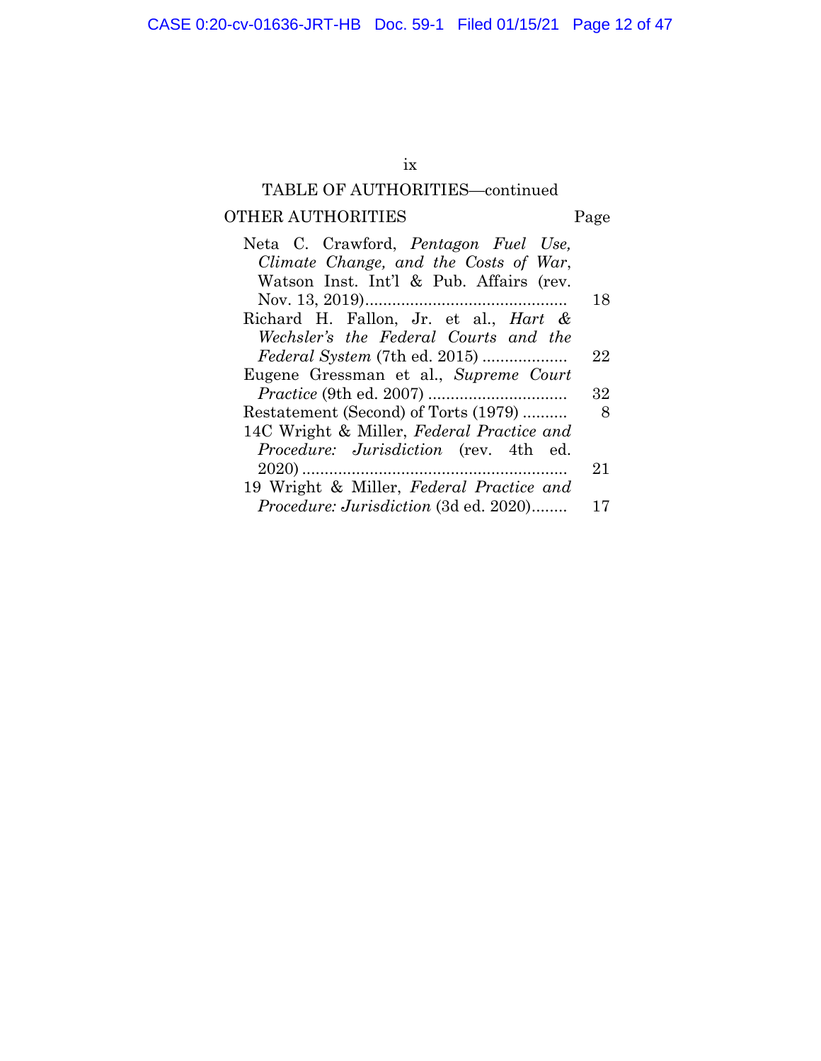TABLE OF AUTHORITIES—continued

| OTHER AUTHORITIES | Page |
|---|---|
| Neta C. Crawford, *Pentagon Fuel Use, Climate Change, and the Costs of War*, Watson Inst. Int'l & Pub. Affairs (rev. Nov. 13, 2019) | 18 |
| Richard H. Fallon, Jr. et al., *Hart & Wechsler's the Federal Courts and the Federal System* (7th ed. 2015) | 22 |
| Eugene Gressman et al., *Supreme Court Practice* (9th ed. 2007) | 32 |
| Restatement (Second) of Torts (1979) | 8 |
| 14C Wright & Miller, *Federal Practice and Procedure: Jurisdiction* (rev. 4th ed. 2020) | 21 |
| 19 Wright & Miller, *Federal Practice and Procedure: Jurisdiction* (3d ed. 2020) | 17 |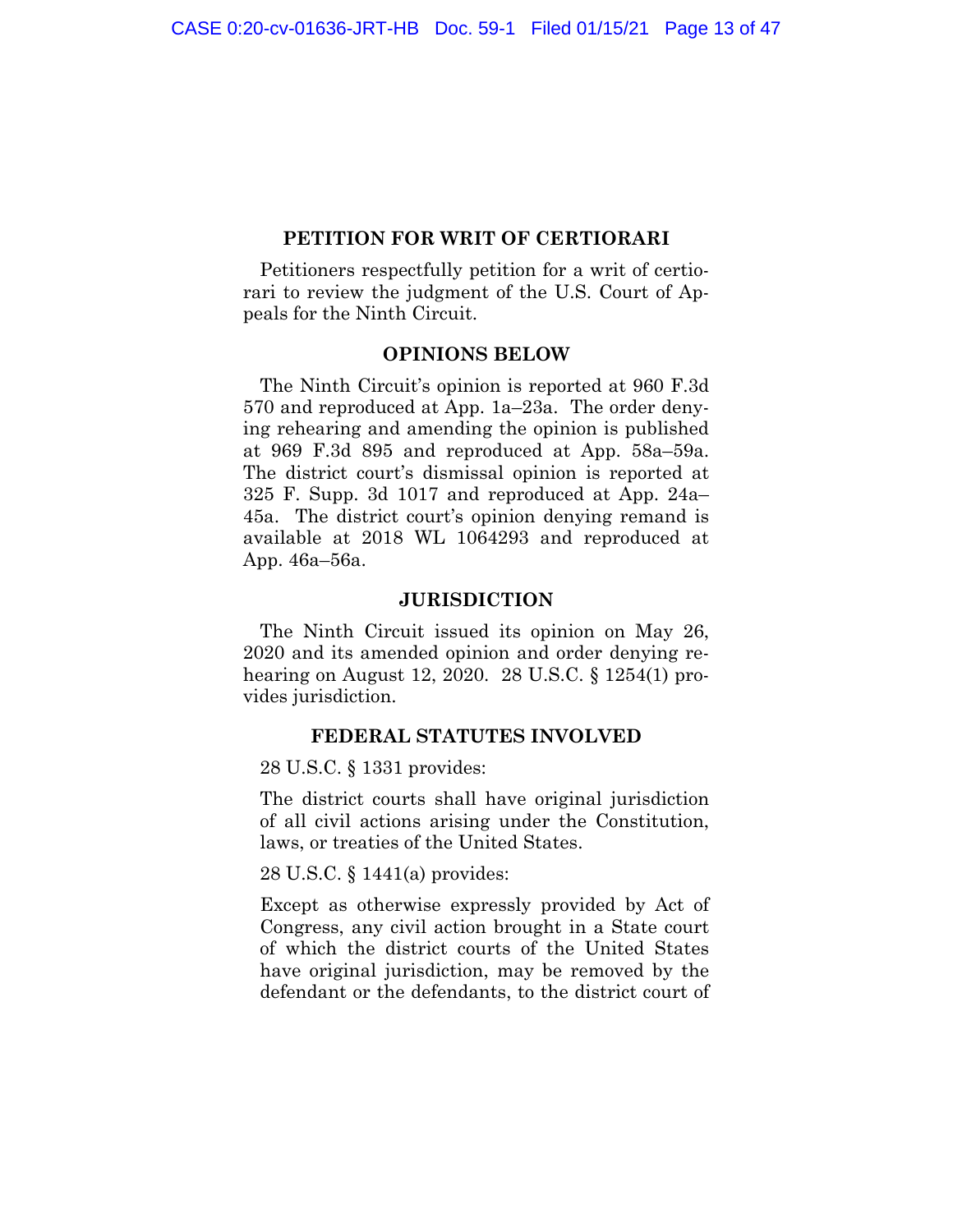## PETITION FOR WRIT OF CERTIORARI

Petitioners respectfully petition for a writ of certiorari to review the judgment of the U.S. Court of Appeals for the Ninth Circuit.

## OPINIONS BELOW

The Ninth Circuit's opinion is reported at 960 F.3d 570 and reproduced at App. 1a–23a. The order denying rehearing and amending the opinion is published at 969 F.3d 895 and reproduced at App. 58a–59a. The district court's dismissal opinion is reported at 325 F. Supp. 3d 1017 and reproduced at App. 24a–45a. The district court's opinion denying remand is available at 2018 WL 1064293 and reproduced at App. 46a–56a.

## JURISDICTION

The Ninth Circuit issued its opinion on May 26, 2020 and its amended opinion and order denying rehearing on August 12, 2020. 28 U.S.C. § 1254(1) provides jurisdiction.

## FEDERAL STATUTES INVOLVED

28 U.S.C. § 1331 provides:

> The district courts shall have original jurisdiction of all civil actions arising under the Constitution, laws, or treaties of the United States.

28 U.S.C. § 1441(a) provides:

> Except as otherwise expressly provided by Act of Congress, any civil action brought in a State court of which the district courts of the United States have original jurisdiction, may be removed by the defendant or the defendants, to the district court of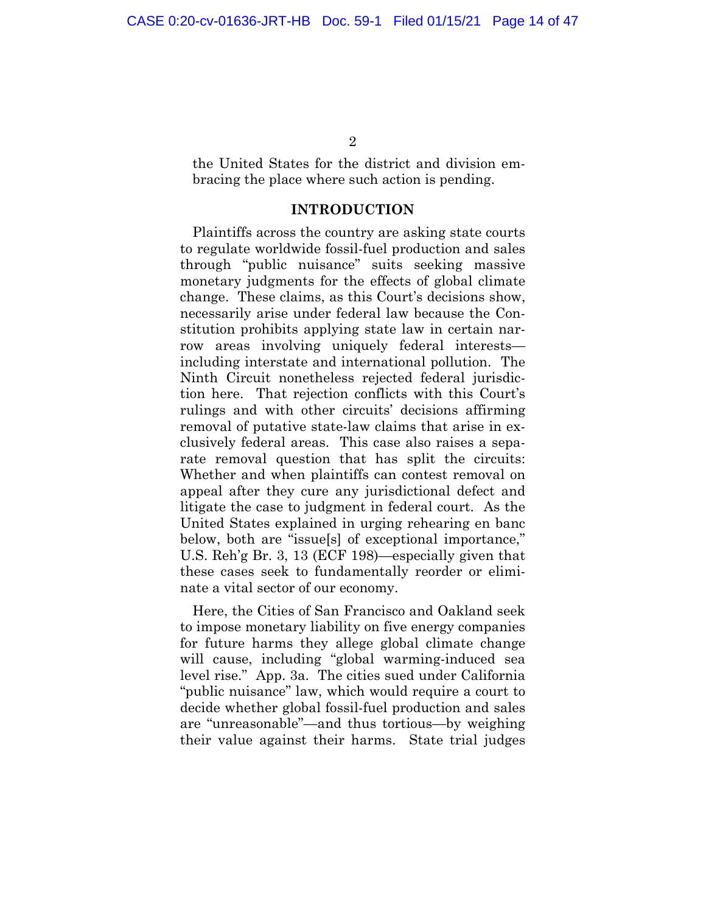the United States for the district and division embracing the place where such action is pending.

## INTRODUCTION

Plaintiffs across the country are asking state courts to regulate worldwide fossil-fuel production and sales through "public nuisance" suits seeking massive monetary judgments for the effects of global climate change. These claims, as this Court's decisions show, necessarily arise under federal law because the Constitution prohibits applying state law in certain narrow areas involving uniquely federal interests—including interstate and international pollution. The Ninth Circuit nonetheless rejected federal jurisdiction here. That rejection conflicts with this Court's rulings and with other circuits' decisions affirming removal of putative state-law claims that arise in exclusively federal areas. This case also raises a separate removal question that has split the circuits: Whether and when plaintiffs can contest removal on appeal after they cure any jurisdictional defect and litigate the case to judgment in federal court. As the United States explained in urging rehearing en banc below, both are "issue[s] of exceptional importance," U.S. Reh'g Br. 3, 13 (ECF 198)—especially given that these cases seek to fundamentally reorder or eliminate a vital sector of our economy.

Here, the Cities of San Francisco and Oakland seek to impose monetary liability on five energy companies for future harms they allege global climate change will cause, including "global warming-induced sea level rise." App. 3a. The cities sued under California "public nuisance" law, which would require a court to decide whether global fossil-fuel production and sales are "unreasonable"—and thus tortious—by weighing their value against their harms. State trial judges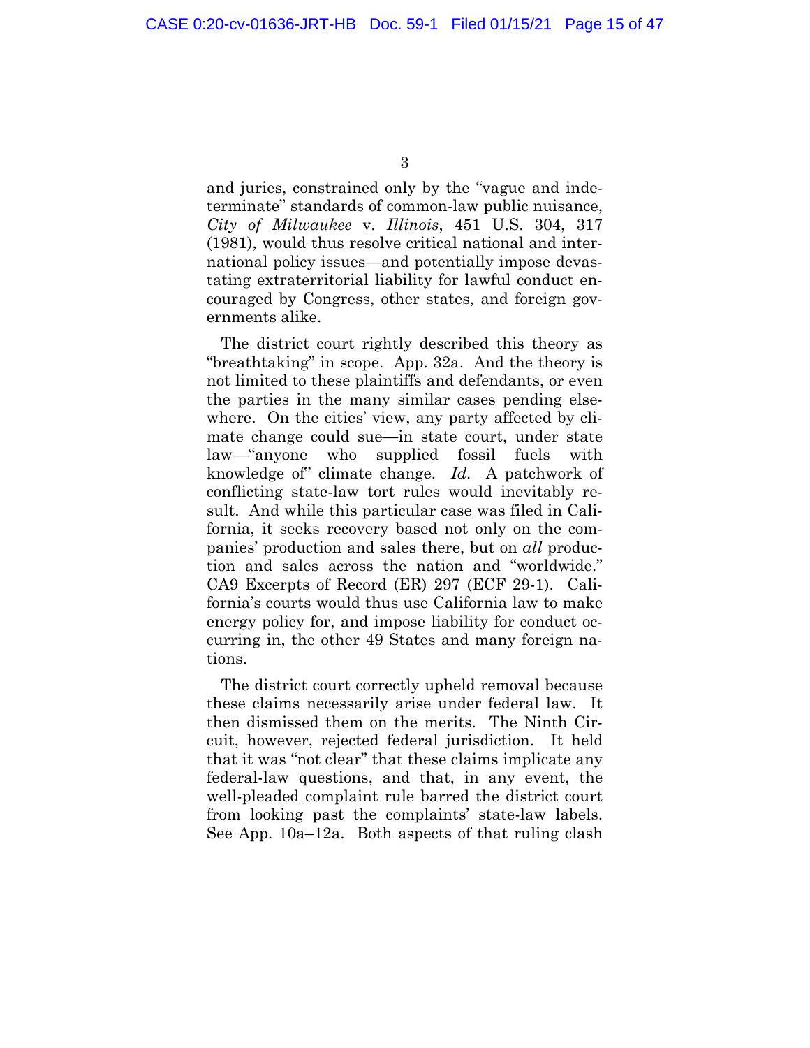and juries, constrained only by the "vague and indeterminate" standards of common-law public nuisance, *City of Milwaukee* v. *Illinois*, 451 U.S. 304, 317 (1981), would thus resolve critical national and international policy issues—and potentially impose devastating extraterritorial liability for lawful conduct encouraged by Congress, other states, and foreign governments alike.

The district court rightly described this theory as "breathtaking" in scope. App. 32a. And the theory is not limited to these plaintiffs and defendants, or even the parties in the many similar cases pending elsewhere. On the cities' view, any party affected by climate change could sue—in state court, under state law—"anyone who supplied fossil fuels with knowledge of" climate change. *Id.* A patchwork of conflicting state-law tort rules would inevitably result. And while this particular case was filed in California, it seeks recovery based not only on the companies' production and sales there, but on *all* production and sales across the nation and "worldwide." CA9 Excerpts of Record (ER) 297 (ECF 29-1). California's courts would thus use California law to make energy policy for, and impose liability for conduct occurring in, the other 49 States and many foreign nations.

The district court correctly upheld removal because these claims necessarily arise under federal law. It then dismissed them on the merits. The Ninth Circuit, however, rejected federal jurisdiction. It held that it was "not clear" that these claims implicate any federal-law questions, and that, in any event, the well-pleaded complaint rule barred the district court from looking past the complaints' state-law labels. See App. 10a–12a. Both aspects of that ruling clash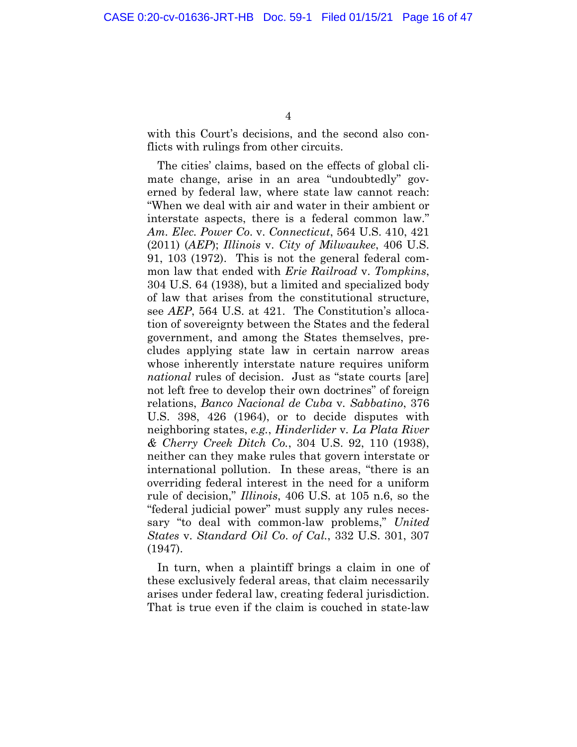with this Court's decisions, and the second also conflicts with rulings from other circuits.

The cities' claims, based on the effects of global climate change, arise in an area "undoubtedly" governed by federal law, where state law cannot reach: "When we deal with air and water in their ambient or interstate aspects, there is a federal common law." *Am. Elec. Power Co.* v. *Connecticut*, 564 U.S. 410, 421 (2011) (*AEP*); *Illinois* v. *City of Milwaukee*, 406 U.S. 91, 103 (1972). This is not the general federal common law that ended with *Erie Railroad* v. *Tompkins*, 304 U.S. 64 (1938), but a limited and specialized body of law that arises from the constitutional structure, see *AEP*, 564 U.S. at 421. The Constitution's allocation of sovereignty between the States and the federal government, and among the States themselves, precludes applying state law in certain narrow areas whose inherently interstate nature requires uniform *national* rules of decision. Just as "state courts [are] not left free to develop their own doctrines" of foreign relations, *Banco Nacional de Cuba* v. *Sabbatino*, 376 U.S. 398, 426 (1964), or to decide disputes with neighboring states, *e.g.*, *Hinderlider* v. *La Plata River & Cherry Creek Ditch Co.*, 304 U.S. 92, 110 (1938), neither can they make rules that govern interstate or international pollution. In these areas, "there is an overriding federal interest in the need for a uniform rule of decision," *Illinois*, 406 U.S. at 105 n.6, so the "federal judicial power" must supply any rules necessary "to deal with common-law problems," *United States* v. *Standard Oil Co. of Cal.*, 332 U.S. 301, 307 (1947).

In turn, when a plaintiff brings a claim in one of these exclusively federal areas, that claim necessarily arises under federal law, creating federal jurisdiction. That is true even if the claim is couched in state-law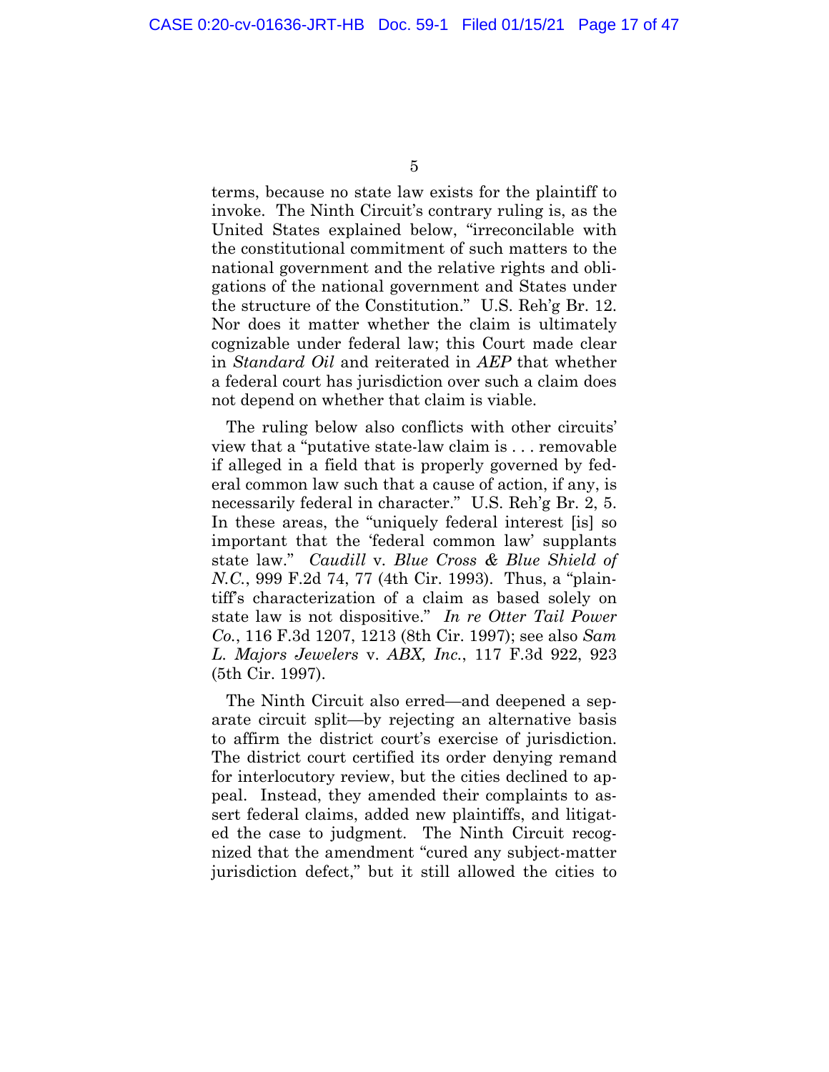terms, because no state law exists for the plaintiff to invoke. The Ninth Circuit's contrary ruling is, as the United States explained below, "irreconcilable with the constitutional commitment of such matters to the national government and the relative rights and obligations of the national government and States under the structure of the Constitution." U.S. Reh'g Br. 12. Nor does it matter whether the claim is ultimately cognizable under federal law; this Court made clear in *Standard Oil* and reiterated in *AEP* that whether a federal court has jurisdiction over such a claim does not depend on whether that claim is viable.

The ruling below also conflicts with other circuits' view that a "putative state-law claim is . . . removable if alleged in a field that is properly governed by federal common law such that a cause of action, if any, is necessarily federal in character." U.S. Reh'g Br. 2, 5. In these areas, the "uniquely federal interest [is] so important that the 'federal common law' supplants state law." *Caudill* v. *Blue Cross & Blue Shield of N.C.*, 999 F.2d 74, 77 (4th Cir. 1993). Thus, a "plaintiff's characterization of a claim as based solely on state law is not dispositive." *In re Otter Tail Power Co.*, 116 F.3d 1207, 1213 (8th Cir. 1997); see also *Sam L. Majors Jewelers* v. *ABX, Inc.*, 117 F.3d 922, 923 (5th Cir. 1997).

The Ninth Circuit also erred—and deepened a separate circuit split—by rejecting an alternative basis to affirm the district court's exercise of jurisdiction. The district court certified its order denying remand for interlocutory review, but the cities declined to appeal. Instead, they amended their complaints to assert federal claims, added new plaintiffs, and litigated the case to judgment. The Ninth Circuit recognized that the amendment "cured any subject-matter jurisdiction defect," but it still allowed the cities to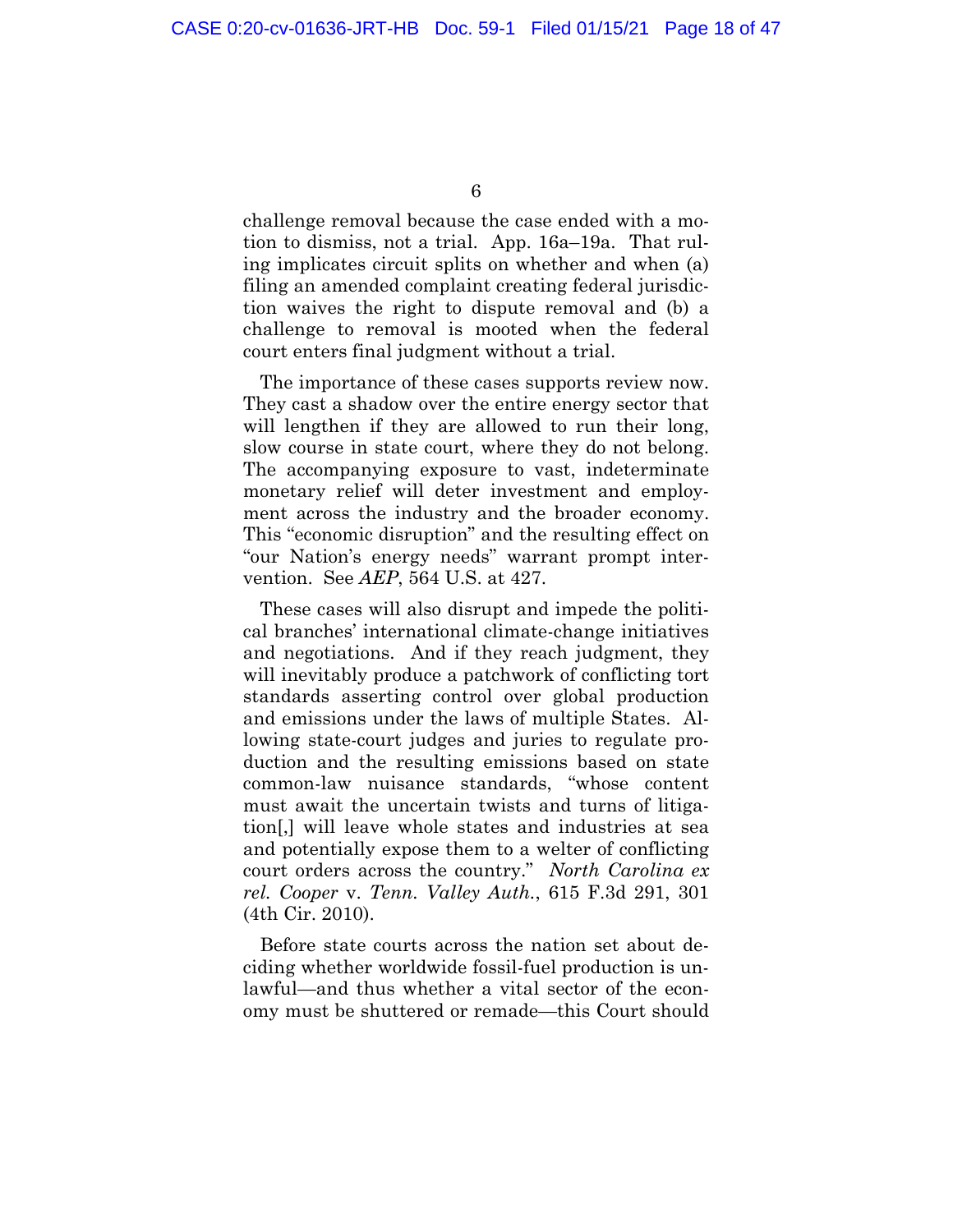challenge removal because the case ended with a motion to dismiss, not a trial. App. 16a–19a. That ruling implicates circuit splits on whether and when (a) filing an amended complaint creating federal jurisdiction waives the right to dispute removal and (b) a challenge to removal is mooted when the federal court enters final judgment without a trial.

The importance of these cases supports review now. They cast a shadow over the entire energy sector that will lengthen if they are allowed to run their long, slow course in state court, where they do not belong. The accompanying exposure to vast, indeterminate monetary relief will deter investment and employment across the industry and the broader economy. This "economic disruption" and the resulting effect on "our Nation's energy needs" warrant prompt intervention. See *AEP*, 564 U.S. at 427.

These cases will also disrupt and impede the political branches' international climate-change initiatives and negotiations. And if they reach judgment, they will inevitably produce a patchwork of conflicting tort standards asserting control over global production and emissions under the laws of multiple States. Allowing state-court judges and juries to regulate production and the resulting emissions based on state common-law nuisance standards, "whose content must await the uncertain twists and turns of litigation[,] will leave whole states and industries at sea and potentially expose them to a welter of conflicting court orders across the country." *North Carolina ex rel. Cooper* v. *Tenn. Valley Auth.*, 615 F.3d 291, 301 (4th Cir. 2010).

Before state courts across the nation set about deciding whether worldwide fossil-fuel production is unlawful—and thus whether a vital sector of the economy must be shuttered or remade—this Court should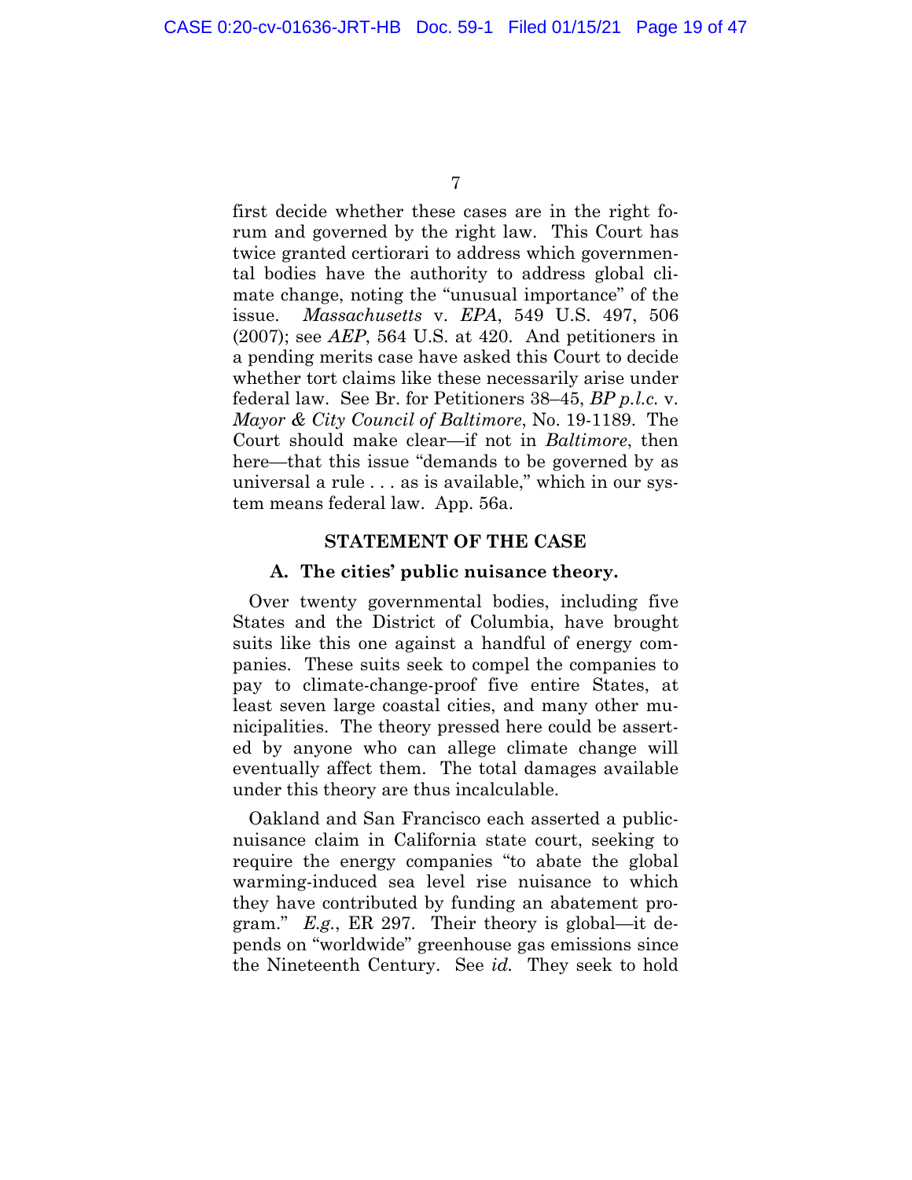first decide whether these cases are in the right forum and governed by the right law. This Court has twice granted certiorari to address which governmental bodies have the authority to address global climate change, noting the "unusual importance" of the issue. *Massachusetts* v. *EPA*, 549 U.S. 497, 506 (2007); see *AEP*, 564 U.S. at 420. And petitioners in a pending merits case have asked this Court to decide whether tort claims like these necessarily arise under federal law. See Br. for Petitioners 38–45, *BP p.l.c.* v. *Mayor & City Council of Baltimore*, No. 19-1189. The Court should make clear—if not in *Baltimore*, then here—that this issue "demands to be governed by as universal a rule . . . as is available," which in our system means federal law. App. 56a.

## STATEMENT OF THE CASE

### A. The cities' public nuisance theory.

Over twenty governmental bodies, including five States and the District of Columbia, have brought suits like this one against a handful of energy companies. These suits seek to compel the companies to pay to climate-change-proof five entire States, at least seven large coastal cities, and many other municipalities. The theory pressed here could be asserted by anyone who can allege climate change will eventually affect them. The total damages available under this theory are thus incalculable.

Oakland and San Francisco each asserted a public-nuisance claim in California state court, seeking to require the energy companies "to abate the global warming-induced sea level rise nuisance to which they have contributed by funding an abatement program." *E.g.*, ER 297. Their theory is global—it depends on "worldwide" greenhouse gas emissions since the Nineteenth Century. See *id.* They seek to hold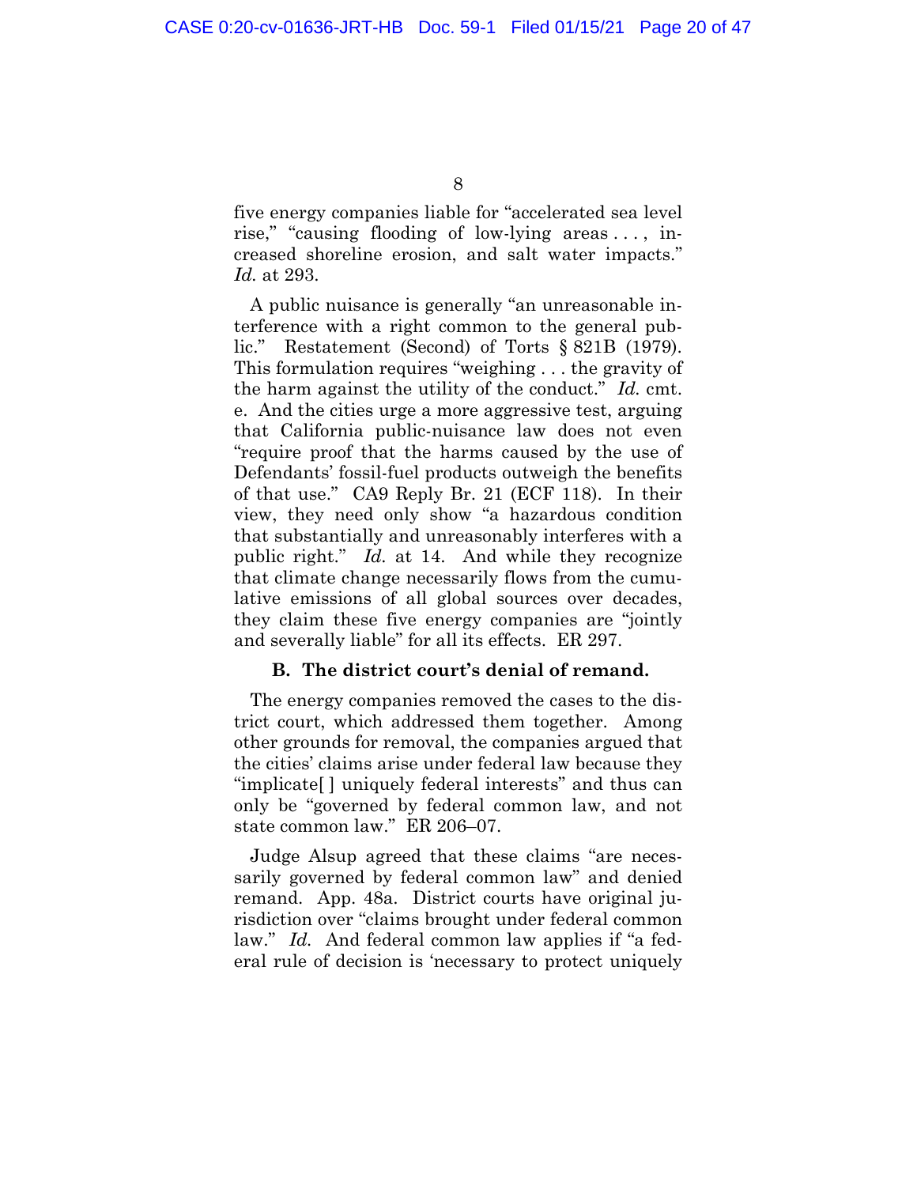five energy companies liable for "accelerated sea level rise," "causing flooding of low-lying areas . . . , increased shoreline erosion, and salt water impacts." *Id.* at 293.

A public nuisance is generally "an unreasonable interference with a right common to the general public." Restatement (Second) of Torts § 821B (1979). This formulation requires "weighing . . . the gravity of the harm against the utility of the conduct." *Id.* cmt. e. And the cities urge a more aggressive test, arguing that California public-nuisance law does not even "require proof that the harms caused by the use of Defendants' fossil-fuel products outweigh the benefits of that use." CA9 Reply Br. 21 (ECF 118). In their view, they need only show "a hazardous condition that substantially and unreasonably interferes with a public right." *Id.* at 14. And while they recognize that climate change necessarily flows from the cumulative emissions of all global sources over decades, they claim these five energy companies are "jointly and severally liable" for all its effects. ER 297.

### B. The district court's denial of remand.

The energy companies removed the cases to the district court, which addressed them together. Among other grounds for removal, the companies argued that the cities' claims arise under federal law because they "implicate[ ] uniquely federal interests" and thus can only be "governed by federal common law, and not state common law." ER 206–07.

Judge Alsup agreed that these claims "are necessarily governed by federal common law" and denied remand. App. 48a. District courts have original jurisdiction over "claims brought under federal common law." *Id.* And federal common law applies if "a federal rule of decision is 'necessary to protect uniquely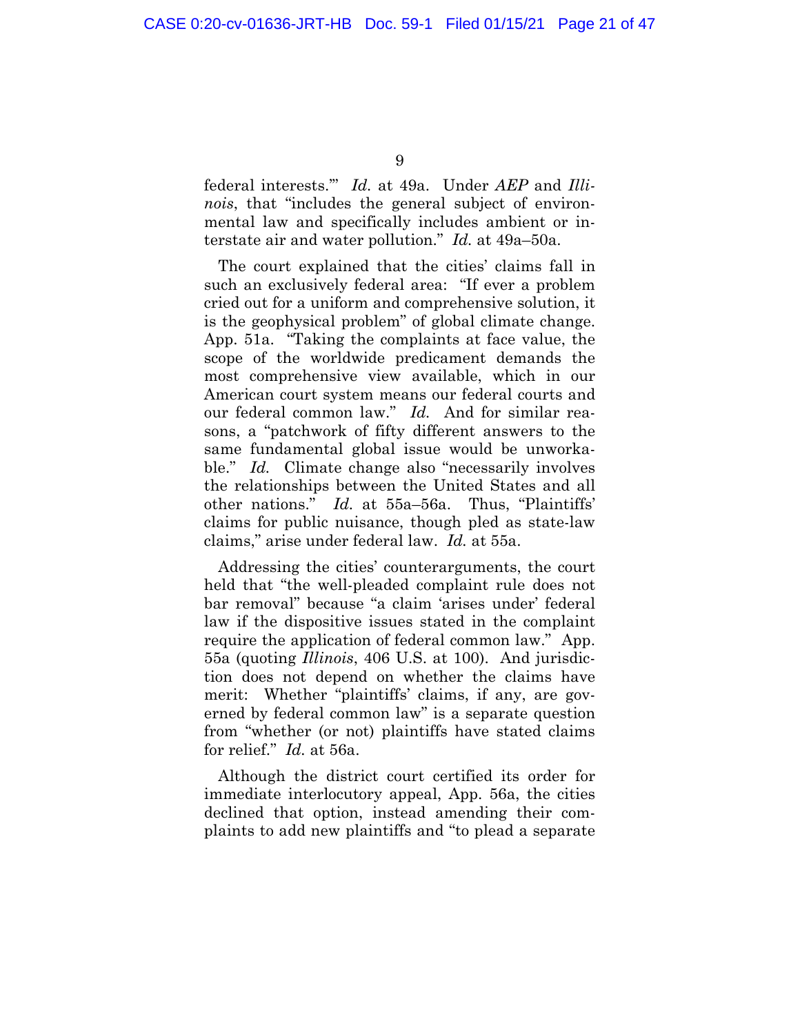federal interests.'" *Id.* at 49a. Under *AEP* and *Illinois*, that "includes the general subject of environmental law and specifically includes ambient or interstate air and water pollution." *Id.* at 49a–50a.

The court explained that the cities' claims fall in such an exclusively federal area: "If ever a problem cried out for a uniform and comprehensive solution, it is the geophysical problem" of global climate change. App. 51a. "Taking the complaints at face value, the scope of the worldwide predicament demands the most comprehensive view available, which in our American court system means our federal courts and our federal common law." *Id.* And for similar reasons, a "patchwork of fifty different answers to the same fundamental global issue would be unworkable." *Id.* Climate change also "necessarily involves the relationships between the United States and all other nations." *Id.* at 55a–56a. Thus, "Plaintiffs' claims for public nuisance, though pled as state-law claims," arise under federal law. *Id.* at 55a.

Addressing the cities' counterarguments, the court held that "the well-pleaded complaint rule does not bar removal" because "a claim 'arises under' federal law if the dispositive issues stated in the complaint require the application of federal common law." App. 55a (quoting *Illinois*, 406 U.S. at 100). And jurisdiction does not depend on whether the claims have merit: Whether "plaintiffs' claims, if any, are governed by federal common law" is a separate question from "whether (or not) plaintiffs have stated claims for relief." *Id.* at 56a.

Although the district court certified its order for immediate interlocutory appeal, App. 56a, the cities declined that option, instead amending their complaints to add new plaintiffs and "to plead a separate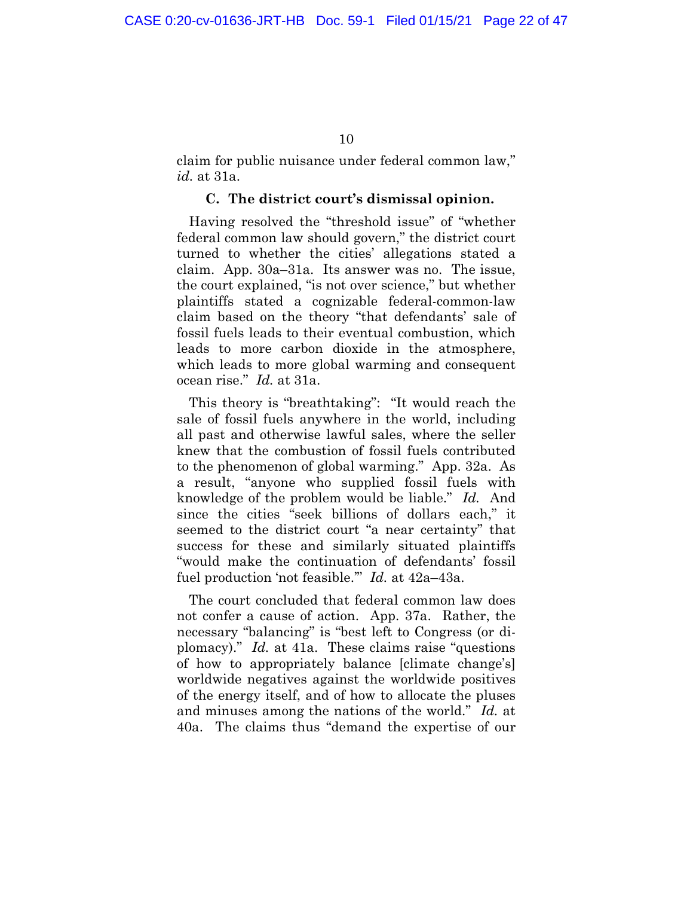claim for public nuisance under federal common law," *id.* at 31a.

### C. The district court's dismissal opinion.

Having resolved the "threshold issue" of "whether federal common law should govern," the district court turned to whether the cities' allegations stated a claim. App. 30a–31a. Its answer was no. The issue, the court explained, "is not over science," but whether plaintiffs stated a cognizable federal-common-law claim based on the theory "that defendants' sale of fossil fuels leads to their eventual combustion, which leads to more carbon dioxide in the atmosphere, which leads to more global warming and consequent ocean rise." *Id.* at 31a.

This theory is "breathtaking": "It would reach the sale of fossil fuels anywhere in the world, including all past and otherwise lawful sales, where the seller knew that the combustion of fossil fuels contributed to the phenomenon of global warming." App. 32a. As a result, "anyone who supplied fossil fuels with knowledge of the problem would be liable." *Id.* And since the cities "seek billions of dollars each," it seemed to the district court "a near certainty" that success for these and similarly situated plaintiffs "would make the continuation of defendants' fossil fuel production 'not feasible.'" *Id.* at 42a–43a.

The court concluded that federal common law does not confer a cause of action. App. 37a. Rather, the necessary "balancing" is "best left to Congress (or diplomacy)." *Id.* at 41a. These claims raise "questions of how to appropriately balance [climate change's] worldwide negatives against the worldwide positives of the energy itself, and of how to allocate the pluses and minuses among the nations of the world." *Id.* at 40a. The claims thus "demand the expertise of our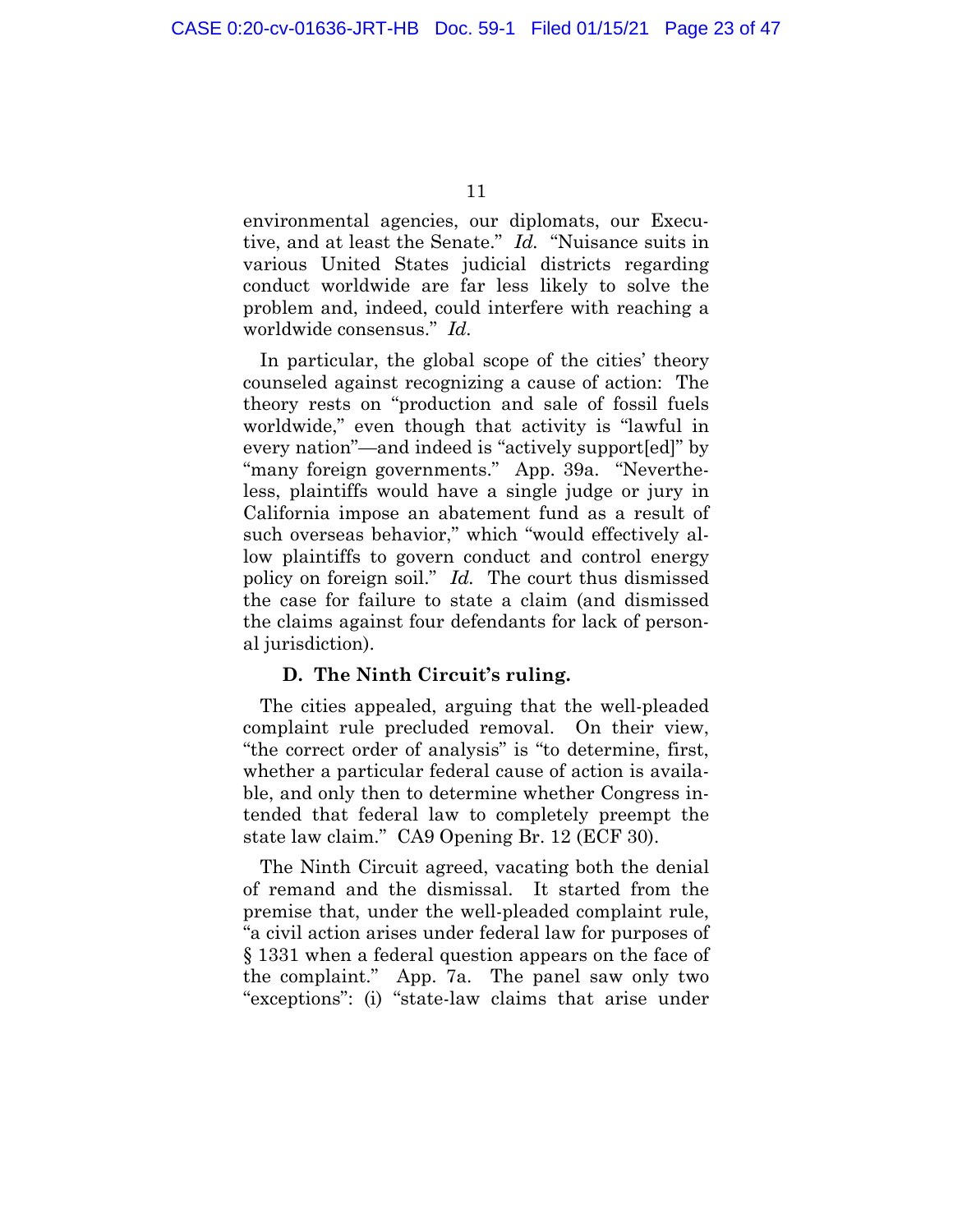environmental agencies, our diplomats, our Executive, and at least the Senate." *Id.* "Nuisance suits in various United States judicial districts regarding conduct worldwide are far less likely to solve the problem and, indeed, could interfere with reaching a worldwide consensus." *Id.*

In particular, the global scope of the cities' theory counseled against recognizing a cause of action: The theory rests on "production and sale of fossil fuels worldwide," even though that activity is "lawful in every nation"—and indeed is "actively support[ed]" by "many foreign governments." App. 39a. "Nevertheless, plaintiffs would have a single judge or jury in California impose an abatement fund as a result of such overseas behavior," which "would effectively allow plaintiffs to govern conduct and control energy policy on foreign soil." *Id.* The court thus dismissed the case for failure to state a claim (and dismissed the claims against four defendants for lack of personal jurisdiction).

### D. The Ninth Circuit's ruling.

The cities appealed, arguing that the well-pleaded complaint rule precluded removal. On their view, "the correct order of analysis" is "to determine, first, whether a particular federal cause of action is available, and only then to determine whether Congress intended that federal law to completely preempt the state law claim." CA9 Opening Br. 12 (ECF 30).

The Ninth Circuit agreed, vacating both the denial of remand and the dismissal. It started from the premise that, under the well-pleaded complaint rule, "a civil action arises under federal law for purposes of § 1331 when a federal question appears on the face of the complaint." App. 7a. The panel saw only two "exceptions": (i) "state-law claims that arise under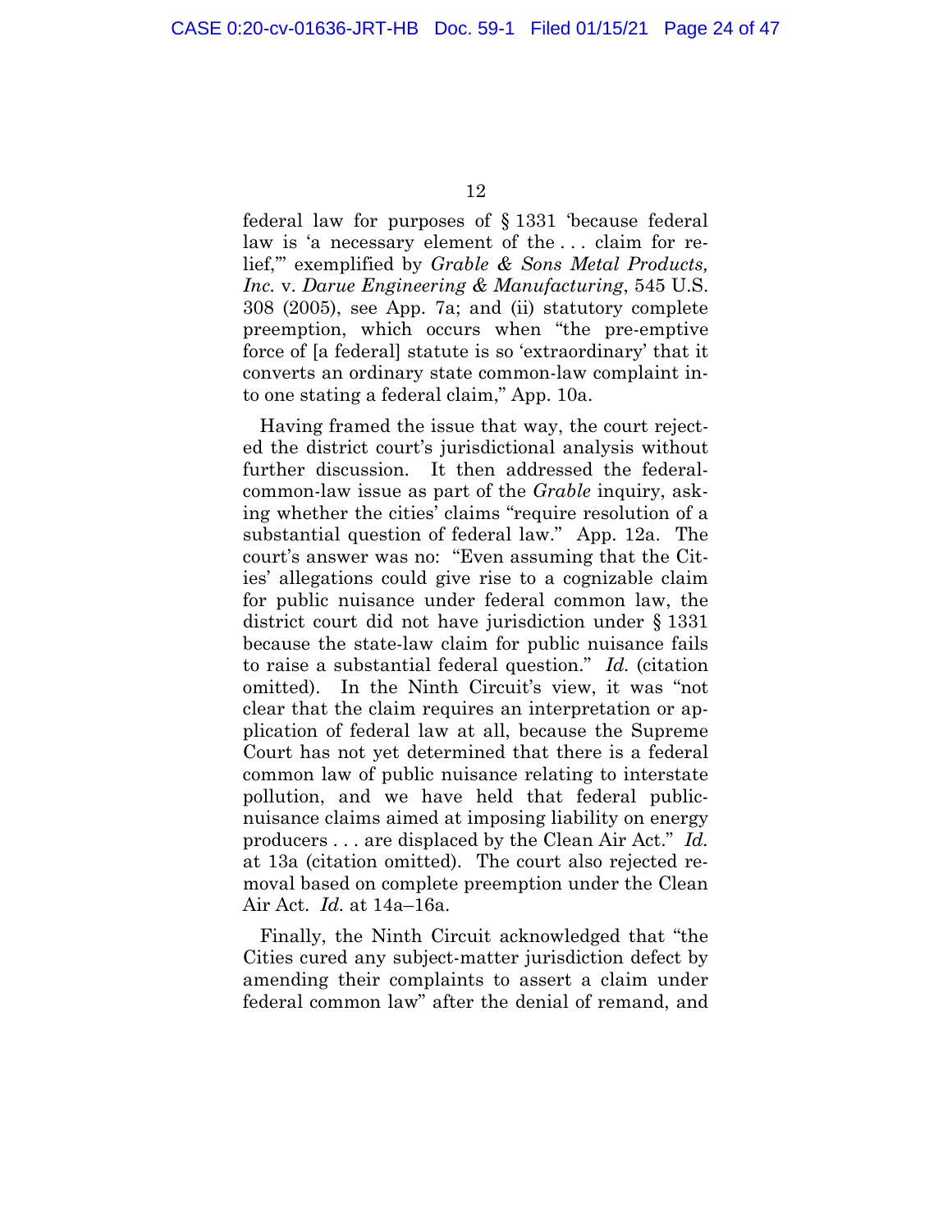federal law for purposes of § 1331 'because federal law is 'a necessary element of the . . . claim for relief,'" exemplified by *Grable & Sons Metal Products, Inc.* v. *Darue Engineering & Manufacturing*, 545 U.S. 308 (2005), see App. 7a; and (ii) statutory complete preemption, which occurs when "the pre-emptive force of [a federal] statute is so 'extraordinary' that it converts an ordinary state common-law complaint into one stating a federal claim," App. 10a.

Having framed the issue that way, the court rejected the district court's jurisdictional analysis without further discussion. It then addressed the federal-common-law issue as part of the *Grable* inquiry, asking whether the cities' claims "require resolution of a substantial question of federal law." App. 12a. The court's answer was no: "Even assuming that the Cities' allegations could give rise to a cognizable claim for public nuisance under federal common law, the district court did not have jurisdiction under § 1331 because the state-law claim for public nuisance fails to raise a substantial federal question." *Id.* (citation omitted). In the Ninth Circuit's view, it was "not clear that the claim requires an interpretation or application of federal law at all, because the Supreme Court has not yet determined that there is a federal common law of public nuisance relating to interstate pollution, and we have held that federal public-nuisance claims aimed at imposing liability on energy producers . . . are displaced by the Clean Air Act." *Id.* at 13a (citation omitted). The court also rejected removal based on complete preemption under the Clean Air Act. *Id.* at 14a–16a.

Finally, the Ninth Circuit acknowledged that "the Cities cured any subject-matter jurisdiction defect by amending their complaints to assert a claim under federal common law" after the denial of remand, and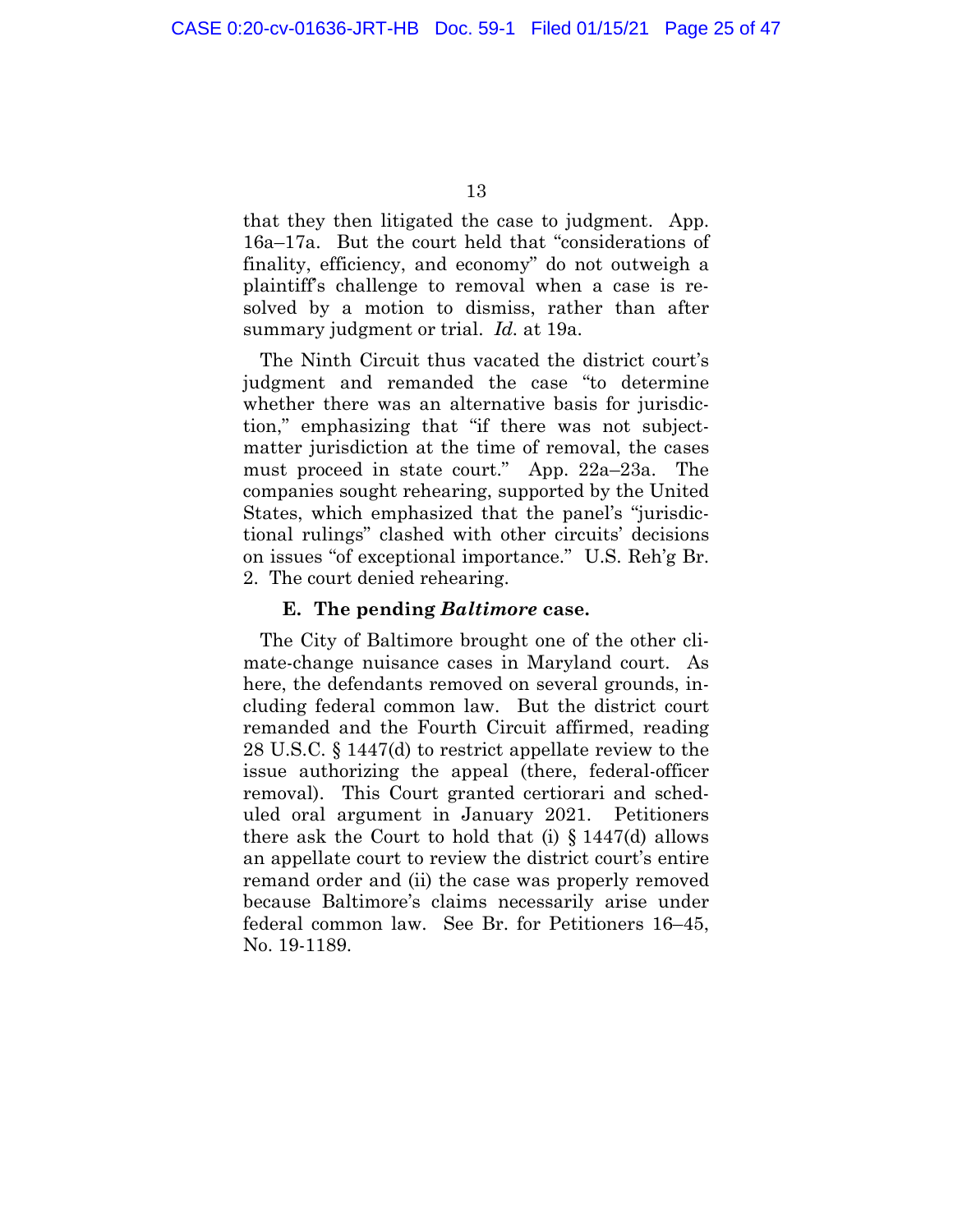that they then litigated the case to judgment. App. 16a–17a. But the court held that "considerations of finality, efficiency, and economy" do not outweigh a plaintiff's challenge to removal when a case is resolved by a motion to dismiss, rather than after summary judgment or trial. *Id.* at 19a.

The Ninth Circuit thus vacated the district court's judgment and remanded the case "to determine whether there was an alternative basis for jurisdiction," emphasizing that "if there was not subject-matter jurisdiction at the time of removal, the cases must proceed in state court." App. 22a–23a. The companies sought rehearing, supported by the United States, which emphasized that the panel's "jurisdictional rulings" clashed with other circuits' decisions on issues "of exceptional importance." U.S. Reh'g Br. 2. The court denied rehearing.

### E. The pending *Baltimore* case.

The City of Baltimore brought one of the other climate-change nuisance cases in Maryland court. As here, the defendants removed on several grounds, including federal common law. But the district court remanded and the Fourth Circuit affirmed, reading 28 U.S.C. § 1447(d) to restrict appellate review to the issue authorizing the appeal (there, federal-officer removal). This Court granted certiorari and scheduled oral argument in January 2021. Petitioners there ask the Court to hold that (i) § 1447(d) allows an appellate court to review the district court's entire remand order and (ii) the case was properly removed because Baltimore's claims necessarily arise under federal common law. See Br. for Petitioners 16–45, No. 19-1189.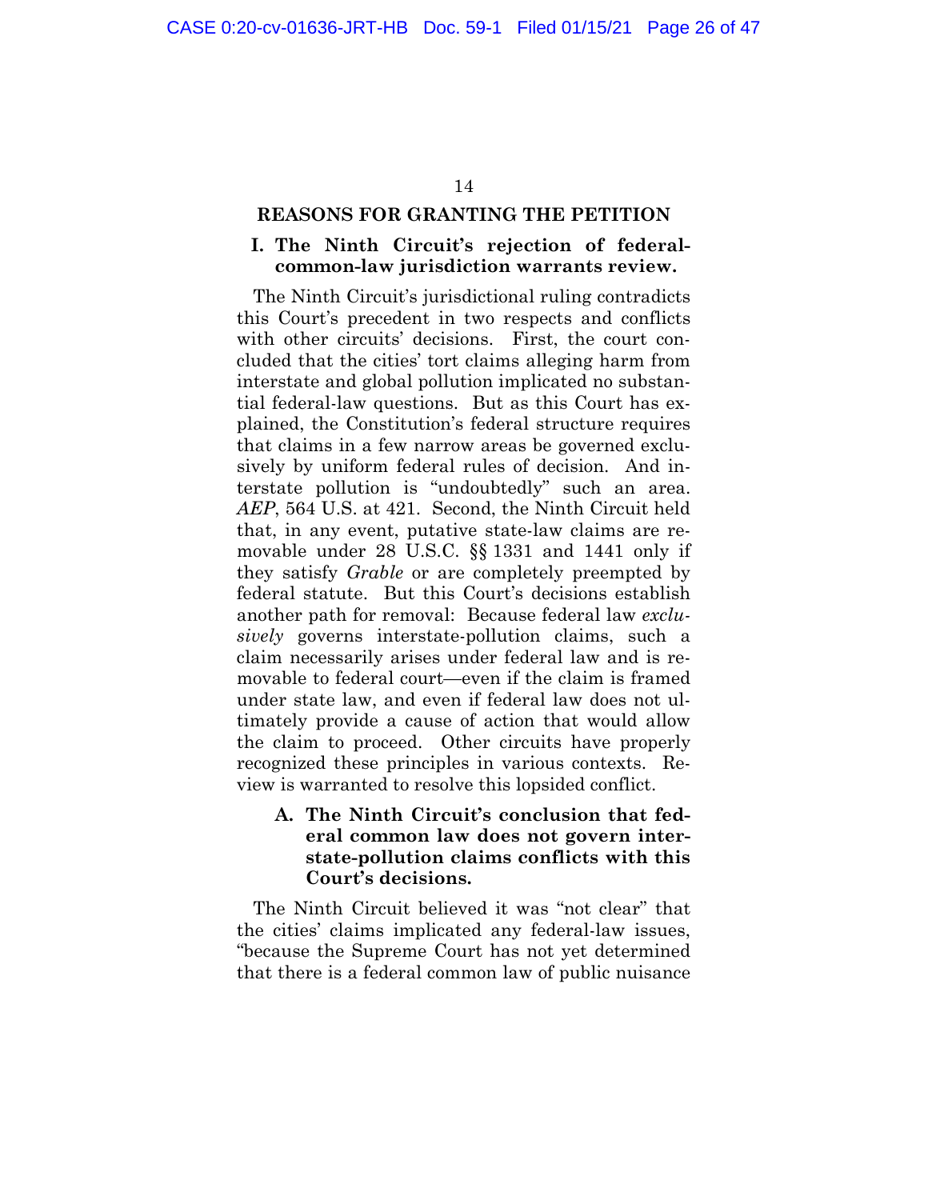## REASONS FOR GRANTING THE PETITION

### I. The Ninth Circuit's rejection of federal-common-law jurisdiction warrants review.

The Ninth Circuit's jurisdictional ruling contradicts this Court's precedent in two respects and conflicts with other circuits' decisions. First, the court concluded that the cities' tort claims alleging harm from interstate and global pollution implicated no substantial federal-law questions. But as this Court has explained, the Constitution's federal structure requires that claims in a few narrow areas be governed exclusively by uniform federal rules of decision. And interstate pollution is "undoubtedly" such an area. *AEP*, 564 U.S. at 421. Second, the Ninth Circuit held that, in any event, putative state-law claims are removable under 28 U.S.C. §§ 1331 and 1441 only if they satisfy *Grable* or are completely preempted by federal statute. But this Court's decisions establish another path for removal: Because federal law *exclusively* governs interstate-pollution claims, such a claim necessarily arises under federal law and is removable to federal court—even if the claim is framed under state law, and even if federal law does not ultimately provide a cause of action that would allow the claim to proceed. Other circuits have properly recognized these principles in various contexts. Review is warranted to resolve this lopsided conflict.

#### A. The Ninth Circuit's conclusion that federal common law does not govern interstate-pollution claims conflicts with this Court's decisions.

The Ninth Circuit believed it was "not clear" that the cities' claims implicated any federal-law issues, "because the Supreme Court has not yet determined that there is a federal common law of public nuisance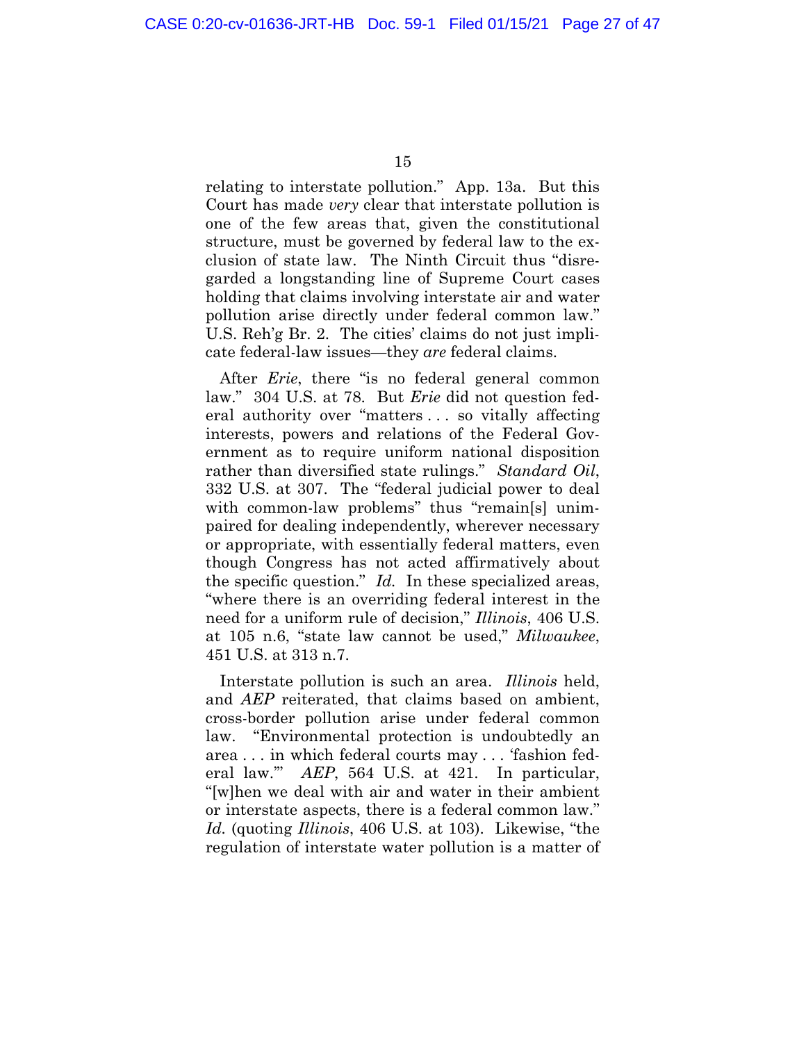relating to interstate pollution." App. 13a. But this Court has made *very* clear that interstate pollution is one of the few areas that, given the constitutional structure, must be governed by federal law to the exclusion of state law. The Ninth Circuit thus "disregarded a longstanding line of Supreme Court cases holding that claims involving interstate air and water pollution arise directly under federal common law." U.S. Reh'g Br. 2. The cities' claims do not just implicate federal-law issues—they *are* federal claims.

After *Erie*, there "is no federal general common law." 304 U.S. at 78. But *Erie* did not question federal authority over "matters . . . so vitally affecting interests, powers and relations of the Federal Government as to require uniform national disposition rather than diversified state rulings." *Standard Oil*, 332 U.S. at 307. The "federal judicial power to deal with common-law problems" thus "remain[s] unimpaired for dealing independently, wherever necessary or appropriate, with essentially federal matters, even though Congress has not acted affirmatively about the specific question." *Id.* In these specialized areas, "where there is an overriding federal interest in the need for a uniform rule of decision," *Illinois*, 406 U.S. at 105 n.6, "state law cannot be used," *Milwaukee*, 451 U.S. at 313 n.7.

Interstate pollution is such an area. *Illinois* held, and *AEP* reiterated, that claims based on ambient, cross-border pollution arise under federal common law. "Environmental protection is undoubtedly an area . . . in which federal courts may . . . 'fashion federal law.'" *AEP*, 564 U.S. at 421. In particular, "[w]hen we deal with air and water in their ambient or interstate aspects, there is a federal common law." *Id.* (quoting *Illinois*, 406 U.S. at 103). Likewise, "the regulation of interstate water pollution is a matter of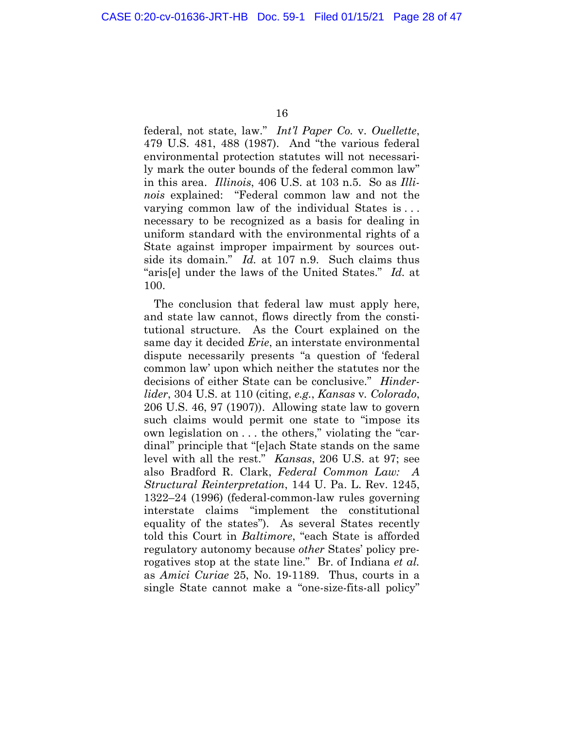federal, not state, law." *Int'l Paper Co.* v. *Ouellette*, 479 U.S. 481, 488 (1987). And "the various federal environmental protection statutes will not necessarily mark the outer bounds of the federal common law" in this area. *Illinois*, 406 U.S. at 103 n.5. So as *Illinois* explained: "Federal common law and not the varying common law of the individual States is . . . necessary to be recognized as a basis for dealing in uniform standard with the environmental rights of a State against improper impairment by sources outside its domain." *Id.* at 107 n.9. Such claims thus "aris[e] under the laws of the United States." *Id.* at 100.

The conclusion that federal law must apply here, and state law cannot, flows directly from the constitutional structure. As the Court explained on the same day it decided *Erie*, an interstate environmental dispute necessarily presents "a question of 'federal common law' upon which neither the statutes nor the decisions of either State can be conclusive." *Hinderlider*, 304 U.S. at 110 (citing, *e.g.*, *Kansas* v. *Colorado*, 206 U.S. 46, 97 (1907)). Allowing state law to govern such claims would permit one state to "impose its own legislation on . . . the others," violating the "cardinal" principle that "[e]ach State stands on the same level with all the rest." *Kansas*, 206 U.S. at 97; see also Bradford R. Clark, *Federal Common Law: A Structural Reinterpretation*, 144 U. Pa. L. Rev. 1245, 1322–24 (1996) (federal-common-law rules governing interstate claims "implement the constitutional equality of the states"). As several States recently told this Court in *Baltimore*, "each State is afforded regulatory autonomy because *other* States' policy prerogatives stop at the state line." Br. of Indiana *et al.* as *Amici Curiae* 25, No. 19-1189. Thus, courts in a single State cannot make a "one-size-fits-all policy"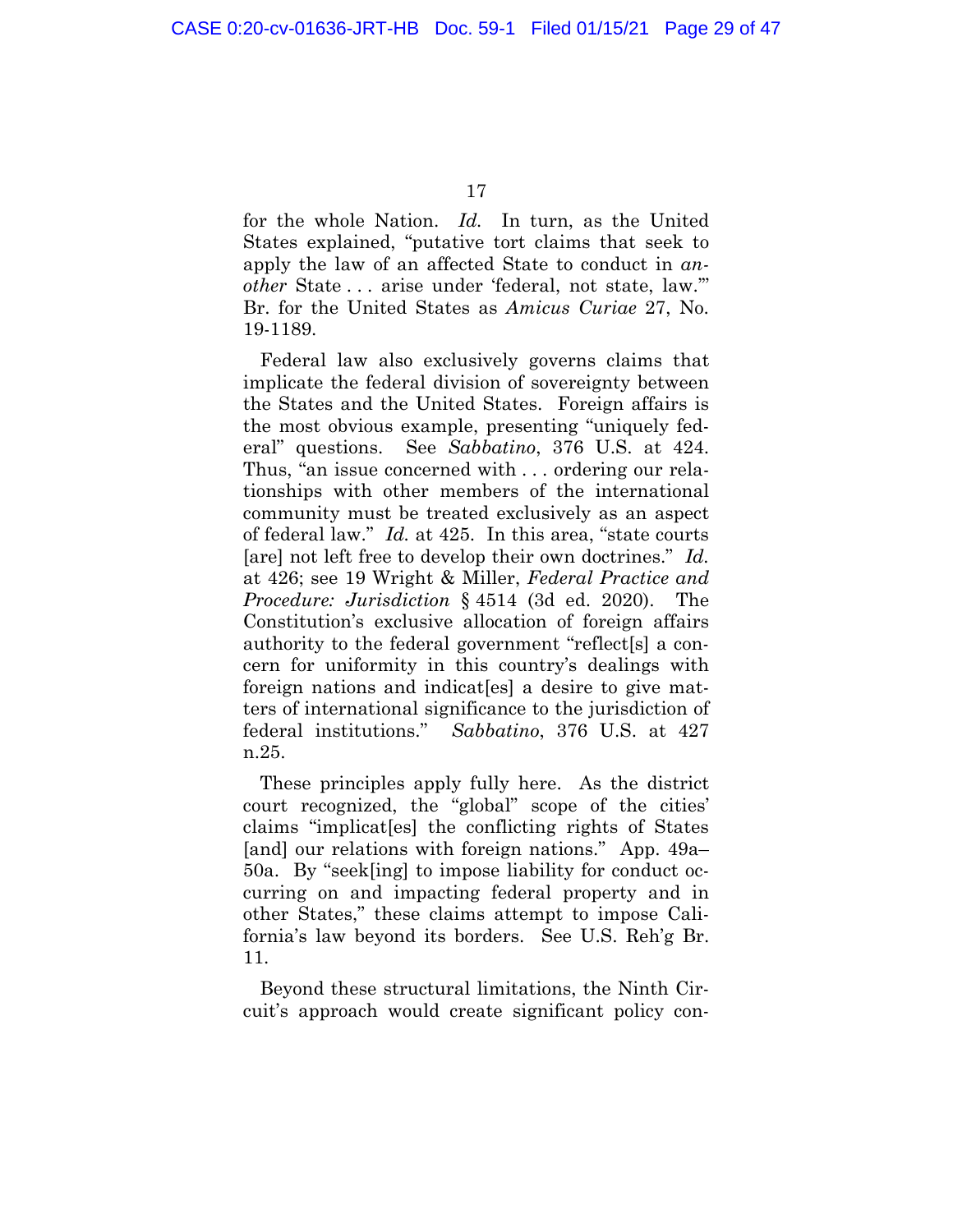for the whole Nation. *Id.* In turn, as the United States explained, "putative tort claims that seek to apply the law of an affected State to conduct in *another* State . . . arise under 'federal, not state, law.'" Br. for the United States as *Amicus Curiae* 27, No. 19-1189.

Federal law also exclusively governs claims that implicate the federal division of sovereignty between the States and the United States. Foreign affairs is the most obvious example, presenting "uniquely federal" questions. See *Sabbatino*, 376 U.S. at 424. Thus, "an issue concerned with . . . ordering our relationships with other members of the international community must be treated exclusively as an aspect of federal law." *Id.* at 425. In this area, "state courts [are] not left free to develop their own doctrines." *Id.* at 426; see 19 Wright & Miller, *Federal Practice and Procedure: Jurisdiction* § 4514 (3d ed. 2020). The Constitution's exclusive allocation of foreign affairs authority to the federal government "reflect[s] a concern for uniformity in this country's dealings with foreign nations and indicat[es] a desire to give matters of international significance to the jurisdiction of federal institutions." *Sabbatino*, 376 U.S. at 427 n.25.

These principles apply fully here. As the district court recognized, the "global" scope of the cities' claims "implicat[es] the conflicting rights of States [and] our relations with foreign nations." App. 49a–50a. By "seek[ing] to impose liability for conduct occurring on and impacting federal property and in other States," these claims attempt to impose California's law beyond its borders. See U.S. Reh'g Br. 11.

Beyond these structural limitations, the Ninth Circuit's approach would create significant policy con-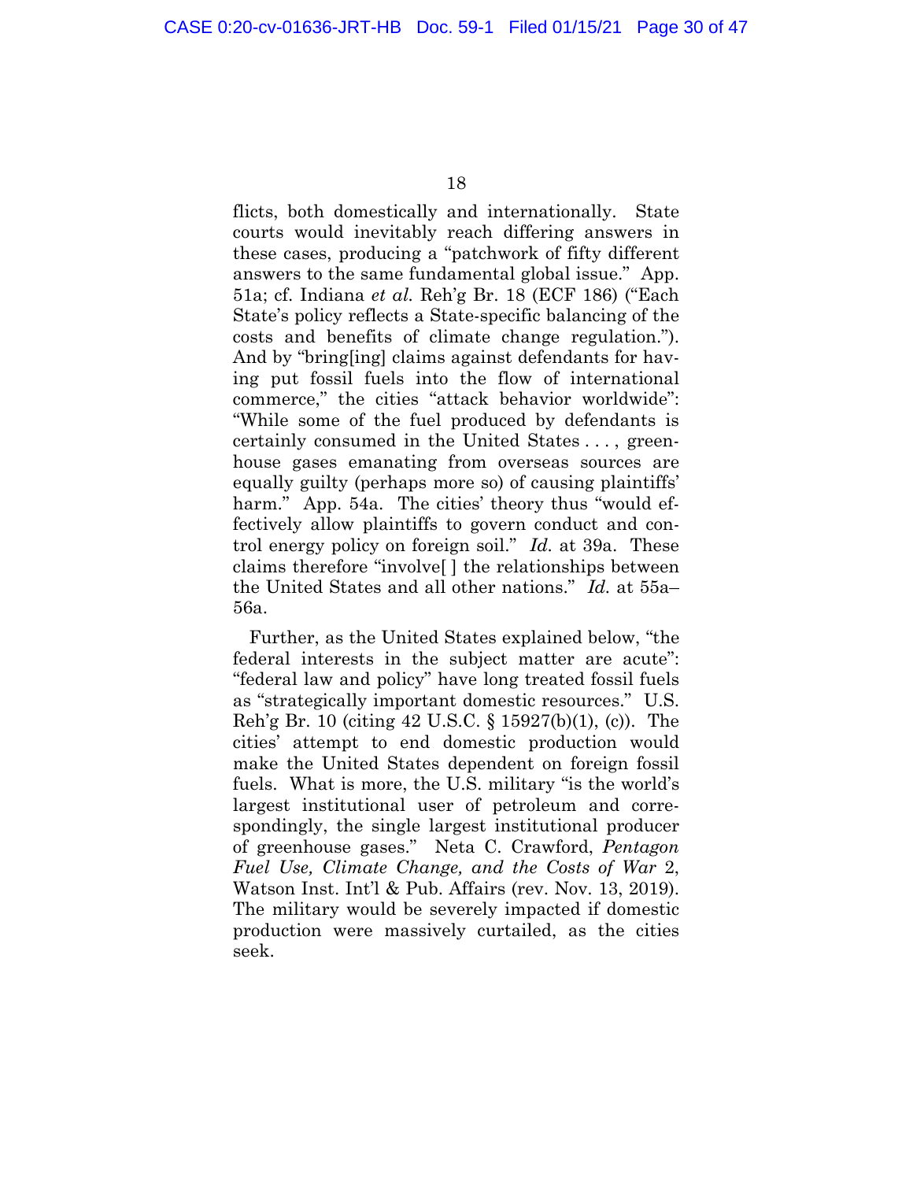flicts, both domestically and internationally. State courts would inevitably reach differing answers in these cases, producing a "patchwork of fifty different answers to the same fundamental global issue." App. 51a; cf. Indiana *et al.* Reh'g Br. 18 (ECF 186) ("Each State's policy reflects a State-specific balancing of the costs and benefits of climate change regulation."). And by "bring[ing] claims against defendants for having put fossil fuels into the flow of international commerce," the cities "attack behavior worldwide": "While some of the fuel produced by defendants is certainly consumed in the United States . . . , greenhouse gases emanating from overseas sources are equally guilty (perhaps more so) of causing plaintiffs' harm." App. 54a. The cities' theory thus "would effectively allow plaintiffs to govern conduct and control energy policy on foreign soil." *Id.* at 39a. These claims therefore "involve[ ] the relationships between the United States and all other nations." *Id.* at 55a–56a.

Further, as the United States explained below, "the federal interests in the subject matter are acute": "federal law and policy" have long treated fossil fuels as "strategically important domestic resources." U.S. Reh'g Br. 10 (citing 42 U.S.C. § 15927(b)(1), (c)). The cities' attempt to end domestic production would make the United States dependent on foreign fossil fuels. What is more, the U.S. military "is the world's largest institutional user of petroleum and correspondingly, the single largest institutional producer of greenhouse gases." Neta C. Crawford, *Pentagon Fuel Use, Climate Change, and the Costs of War* 2, Watson Inst. Int'l & Pub. Affairs (rev. Nov. 13, 2019). The military would be severely impacted if domestic production were massively curtailed, as the cities seek.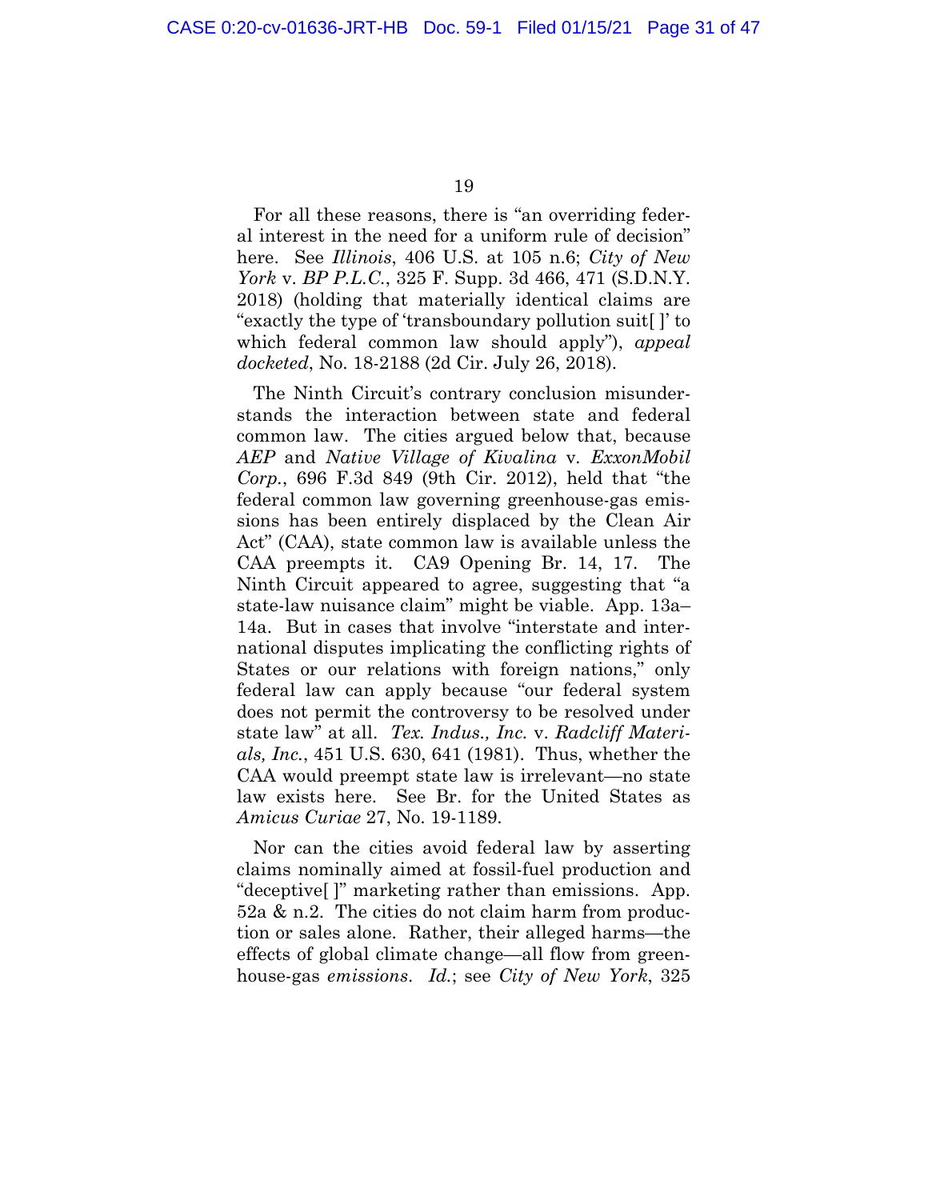For all these reasons, there is "an overriding federal interest in the need for a uniform rule of decision" here. See *Illinois*, 406 U.S. at 105 n.6; *City of New York* v. *BP P.L.C.*, 325 F. Supp. 3d 466, 471 (S.D.N.Y. 2018) (holding that materially identical claims are "exactly the type of 'transboundary pollution suit[ ]' to which federal common law should apply"), *appeal docketed*, No. 18-2188 (2d Cir. July 26, 2018).

The Ninth Circuit's contrary conclusion misunderstands the interaction between state and federal common law. The cities argued below that, because *AEP* and *Native Village of Kivalina* v. *ExxonMobil Corp.*, 696 F.3d 849 (9th Cir. 2012), held that "the federal common law governing greenhouse-gas emissions has been entirely displaced by the Clean Air Act" (CAA), state common law is available unless the CAA preempts it. CA9 Opening Br. 14, 17. The Ninth Circuit appeared to agree, suggesting that "a state-law nuisance claim" might be viable. App. 13a–14a. But in cases that involve "interstate and international disputes implicating the conflicting rights of States or our relations with foreign nations," only federal law can apply because "our federal system does not permit the controversy to be resolved under state law" at all. *Tex. Indus., Inc.* v. *Radcliff Materials, Inc.*, 451 U.S. 630, 641 (1981). Thus, whether the CAA would preempt state law is irrelevant—no state law exists here. See Br. for the United States as *Amicus Curiae* 27, No. 19-1189.

Nor can the cities avoid federal law by asserting claims nominally aimed at fossil-fuel production and "deceptive[ ]" marketing rather than emissions. App. 52a & n.2. The cities do not claim harm from production or sales alone. Rather, their alleged harms—the effects of global climate change—all flow from greenhouse-gas *emissions*. *Id.*; see *City of New York*, 325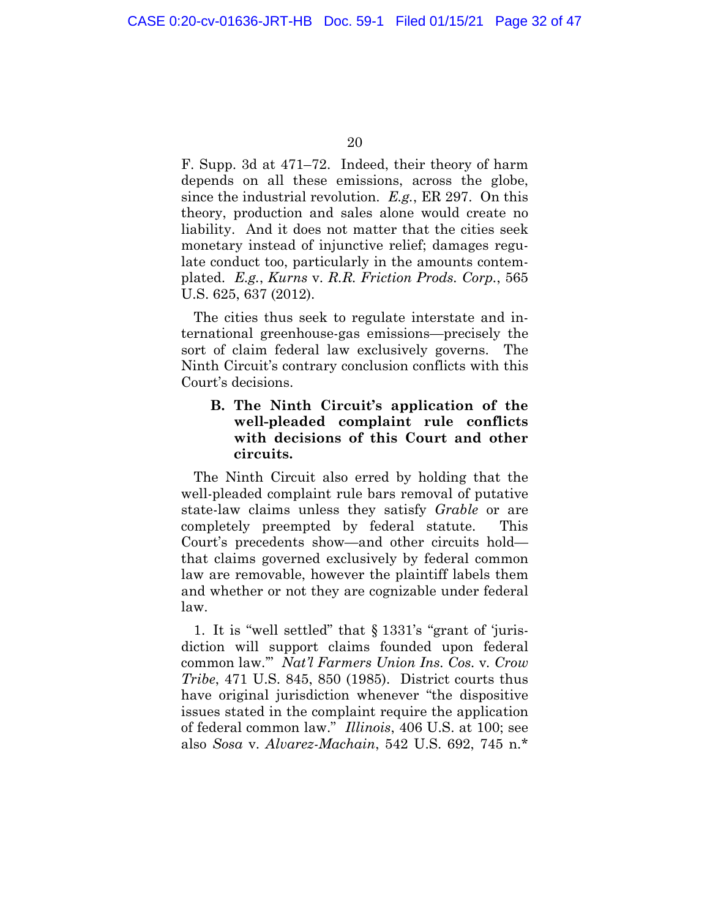F. Supp. 3d at 471–72. Indeed, their theory of harm depends on all these emissions, across the globe, since the industrial revolution. *E.g.*, ER 297. On this theory, production and sales alone would create no liability. And it does not matter that the cities seek monetary instead of injunctive relief; damages regulate conduct too, particularly in the amounts contemplated. *E.g.*, *Kurns* v. *R.R. Friction Prods. Corp.*, 565 U.S. 625, 637 (2012).

The cities thus seek to regulate interstate and international greenhouse-gas emissions—precisely the sort of claim federal law exclusively governs. The Ninth Circuit's contrary conclusion conflicts with this Court's decisions.

### B. The Ninth Circuit's application of the well-pleaded complaint rule conflicts with decisions of this Court and other circuits.

The Ninth Circuit also erred by holding that the well-pleaded complaint rule bars removal of putative state-law claims unless they satisfy *Grable* or are completely preempted by federal statute. This Court's precedents show—and other circuits hold—that claims governed exclusively by federal common law are removable, however the plaintiff labels them and whether or not they are cognizable under federal law.

1. It is "well settled" that § 1331's "grant of 'jurisdiction will support claims founded upon federal common law.'" *Nat'l Farmers Union Ins. Cos.* v. *Crow Tribe*, 471 U.S. 845, 850 (1985). District courts thus have original jurisdiction whenever "the dispositive issues stated in the complaint require the application of federal common law." *Illinois*, 406 U.S. at 100; see also *Sosa* v. *Alvarez-Machain*, 542 U.S. 692, 745 n.*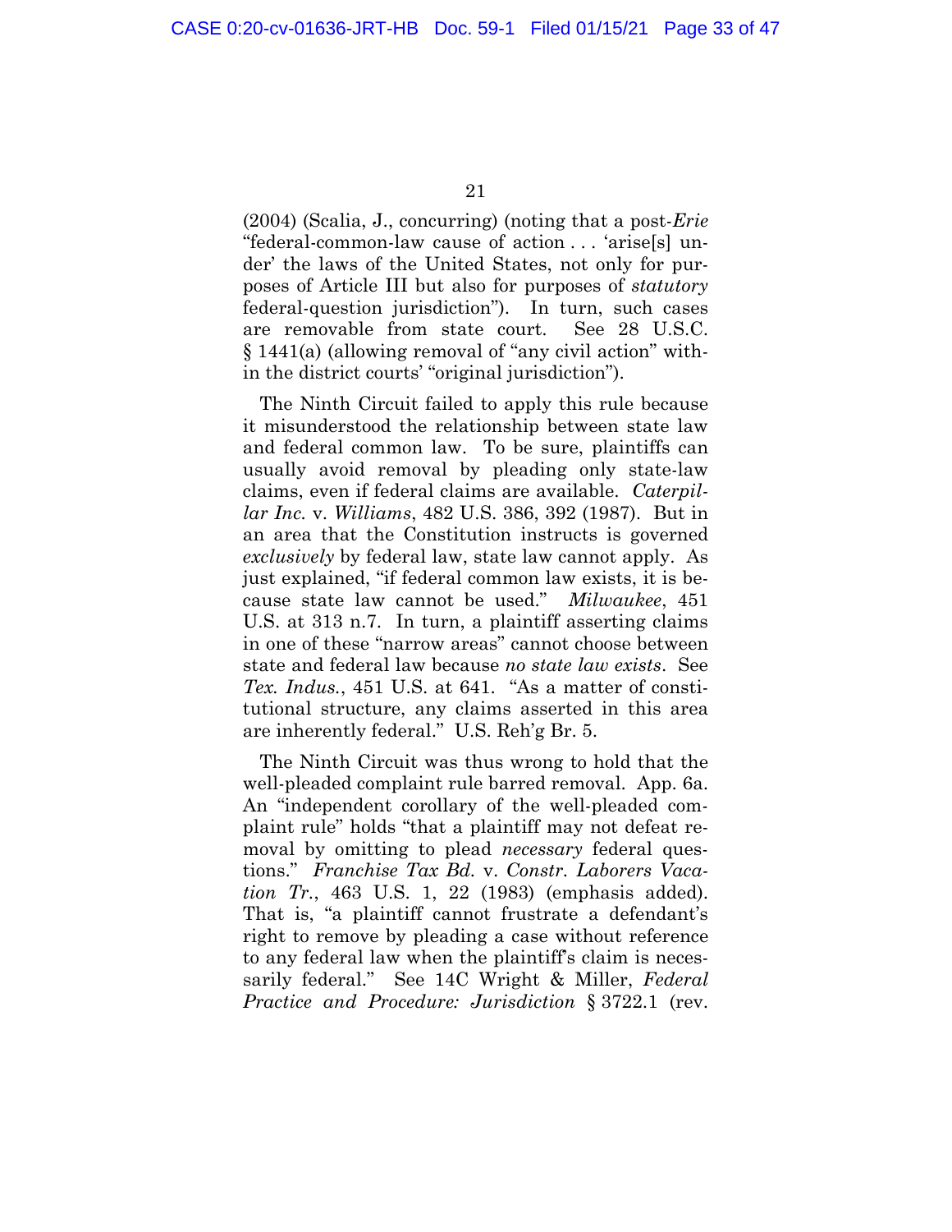(2004) (Scalia, J., concurring) (noting that a post-*Erie* "federal-common-law cause of action . . . 'arise[s] under' the laws of the United States, not only for purposes of Article III but also for purposes of *statutory* federal-question jurisdiction"). In turn, such cases are removable from state court. See 28 U.S.C. § 1441(a) (allowing removal of "any civil action" within the district courts' "original jurisdiction").

The Ninth Circuit failed to apply this rule because it misunderstood the relationship between state law and federal common law. To be sure, plaintiffs can usually avoid removal by pleading only state-law claims, even if federal claims are available. *Caterpillar Inc.* v. *Williams*, 482 U.S. 386, 392 (1987). But in an area that the Constitution instructs is governed *exclusively* by federal law, state law cannot apply. As just explained, "if federal common law exists, it is because state law cannot be used." *Milwaukee*, 451 U.S. at 313 n.7. In turn, a plaintiff asserting claims in one of these "narrow areas" cannot choose between state and federal law because *no state law exists*. See *Tex. Indus.*, 451 U.S. at 641. "As a matter of constitutional structure, any claims asserted in this area are inherently federal." U.S. Reh'g Br. 5.

The Ninth Circuit was thus wrong to hold that the well-pleaded complaint rule barred removal. App. 6a. An "independent corollary of the well-pleaded complaint rule" holds "that a plaintiff may not defeat removal by omitting to plead *necessary* federal questions." *Franchise Tax Bd.* v. *Constr. Laborers Vacation Tr.*, 463 U.S. 1, 22 (1983) (emphasis added). That is, "a plaintiff cannot frustrate a defendant's right to remove by pleading a case without reference to any federal law when the plaintiff's claim is necessarily federal." See 14C Wright & Miller, *Federal Practice and Procedure: Jurisdiction* § 3722.1 (rev.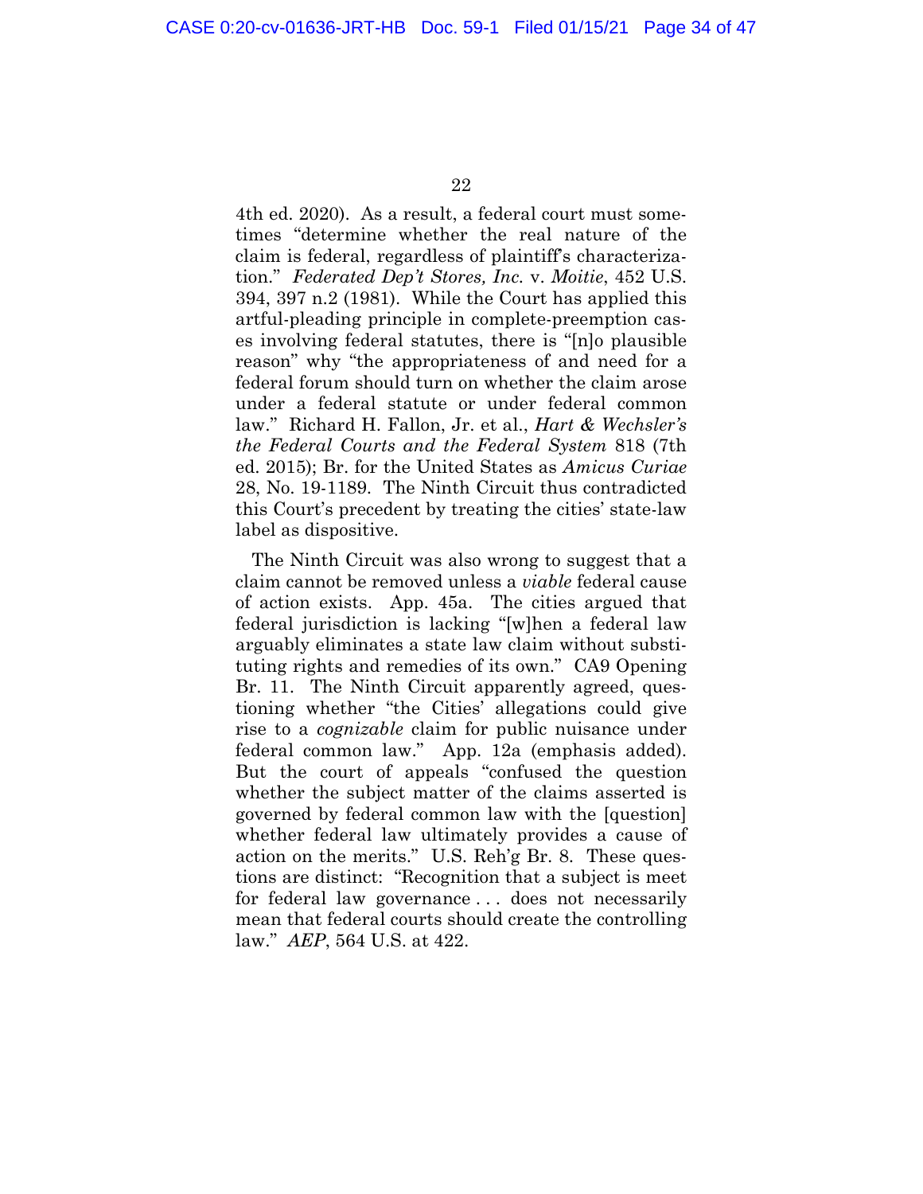4th ed. 2020). As a result, a federal court must sometimes "determine whether the real nature of the claim is federal, regardless of plaintiff's characterization." *Federated Dep't Stores, Inc.* v. *Moitie*, 452 U.S. 394, 397 n.2 (1981). While the Court has applied this artful-pleading principle in complete-preemption cases involving federal statutes, there is "[n]o plausible reason" why "the appropriateness of and need for a federal forum should turn on whether the claim arose under a federal statute or under federal common law." Richard H. Fallon, Jr. et al., *Hart & Wechsler's the Federal Courts and the Federal System* 818 (7th ed. 2015); Br. for the United States as *Amicus Curiae* 28, No. 19-1189. The Ninth Circuit thus contradicted this Court's precedent by treating the cities' state-law label as dispositive.

The Ninth Circuit was also wrong to suggest that a claim cannot be removed unless a *viable* federal cause of action exists. App. 45a. The cities argued that federal jurisdiction is lacking "[w]hen a federal law arguably eliminates a state law claim without substituting rights and remedies of its own." CA9 Opening Br. 11. The Ninth Circuit apparently agreed, questioning whether "the Cities' allegations could give rise to a *cognizable* claim for public nuisance under federal common law." App. 12a (emphasis added). But the court of appeals "confused the question whether the subject matter of the claims asserted is governed by federal common law with the [question] whether federal law ultimately provides a cause of action on the merits." U.S. Reh'g Br. 8. These questions are distinct: "Recognition that a subject is meet for federal law governance . . . does not necessarily mean that federal courts should create the controlling law." *AEP*, 564 U.S. at 422.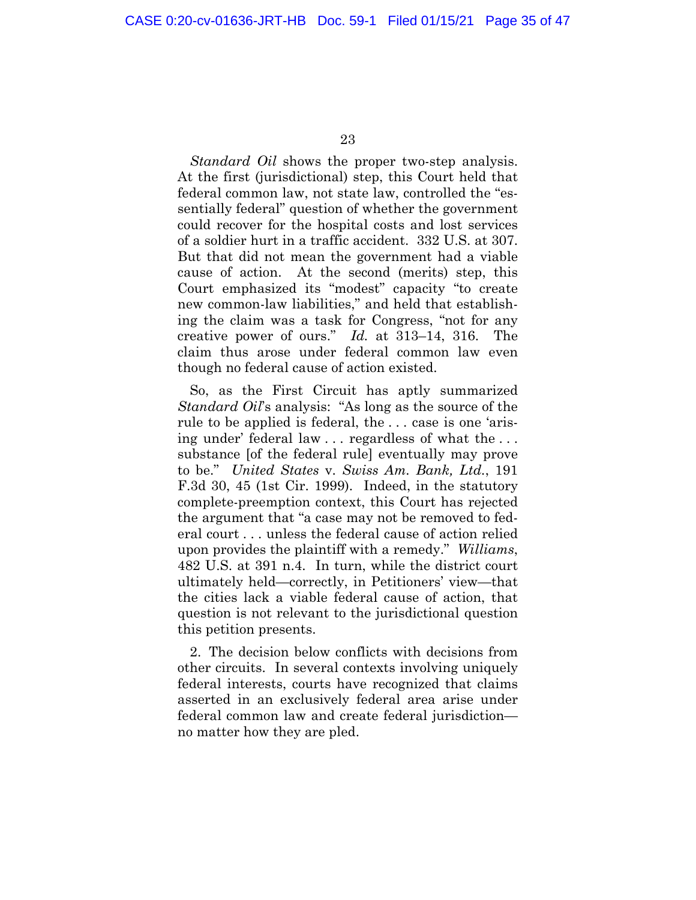*Standard Oil* shows the proper two-step analysis. At the first (jurisdictional) step, this Court held that federal common law, not state law, controlled the "essentially federal" question of whether the government could recover for the hospital costs and lost services of a soldier hurt in a traffic accident. 332 U.S. at 307. But that did not mean the government had a viable cause of action. At the second (merits) step, this Court emphasized its "modest" capacity "to create new common-law liabilities," and held that establishing the claim was a task for Congress, "not for any creative power of ours." *Id.* at 313–14, 316. The claim thus arose under federal common law even though no federal cause of action existed.

So, as the First Circuit has aptly summarized *Standard Oil*'s analysis: "As long as the source of the rule to be applied is federal, the . . . case is one 'arising under' federal law . . . regardless of what the . . . substance [of the federal rule] eventually may prove to be." *United States* v. *Swiss Am. Bank, Ltd.*, 191 F.3d 30, 45 (1st Cir. 1999). Indeed, in the statutory complete-preemption context, this Court has rejected the argument that "a case may not be removed to federal court . . . unless the federal cause of action relied upon provides the plaintiff with a remedy." *Williams*, 482 U.S. at 391 n.4. In turn, while the district court ultimately held—correctly, in Petitioners' view—that the cities lack a viable federal cause of action, that question is not relevant to the jurisdictional question this petition presents.

2. The decision below conflicts with decisions from other circuits. In several contexts involving uniquely federal interests, courts have recognized that claims asserted in an exclusively federal area arise under federal common law and create federal jurisdiction—no matter how they are pled.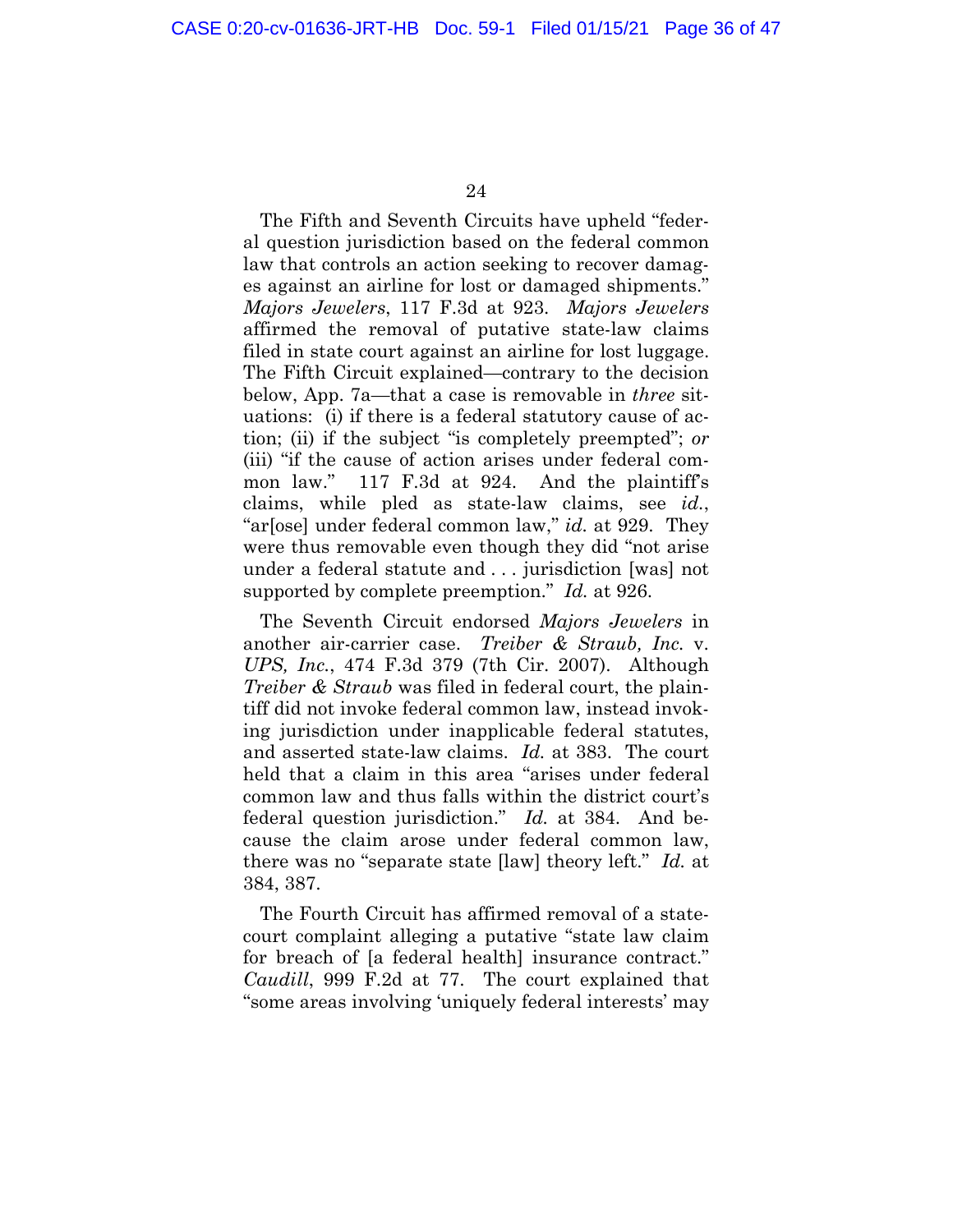The Fifth and Seventh Circuits have upheld "federal question jurisdiction based on the federal common law that controls an action seeking to recover damages against an airline for lost or damaged shipments." *Majors Jewelers*, 117 F.3d at 923. *Majors Jewelers* affirmed the removal of putative state-law claims filed in state court against an airline for lost luggage. The Fifth Circuit explained—contrary to the decision below, App. 7a—that a case is removable in *three* situations: (i) if there is a federal statutory cause of action; (ii) if the subject "is completely preempted"; *or* (iii) "if the cause of action arises under federal common law." 117 F.3d at 924. And the plaintiff's claims, while pled as state-law claims, see *id.*, "ar[ose] under federal common law," *id.* at 929. They were thus removable even though they did "not arise under a federal statute and . . . jurisdiction [was] not supported by complete preemption." *Id.* at 926.

The Seventh Circuit endorsed *Majors Jewelers* in another air-carrier case. *Treiber & Straub, Inc.* v. *UPS, Inc.*, 474 F.3d 379 (7th Cir. 2007). Although *Treiber & Straub* was filed in federal court, the plaintiff did not invoke federal common law, instead invoking jurisdiction under inapplicable federal statutes, and asserted state-law claims. *Id.* at 383. The court held that a claim in this area "arises under federal common law and thus falls within the district court's federal question jurisdiction." *Id.* at 384. And because the claim arose under federal common law, there was no "separate state [law] theory left." *Id.* at 384, 387.

The Fourth Circuit has affirmed removal of a state-court complaint alleging a putative "state law claim for breach of [a federal health] insurance contract." *Caudill*, 999 F.2d at 77. The court explained that "some areas involving 'uniquely federal interests' may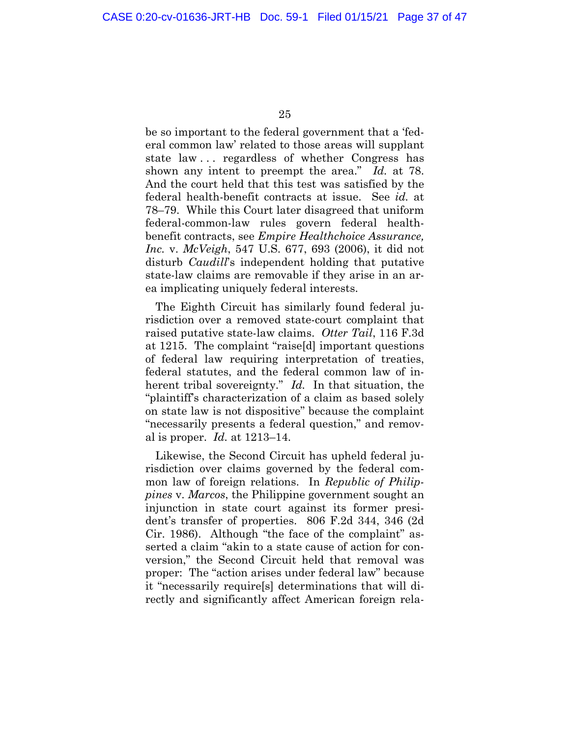be so important to the federal government that a 'federal common law' related to those areas will supplant state law . . . regardless of whether Congress has shown any intent to preempt the area." *Id.* at 78. And the court held that this test was satisfied by the federal health-benefit contracts at issue. See *id.* at 78–79. While this Court later disagreed that uniform federal-common-law rules govern federal health-benefit contracts, see *Empire Healthchoice Assurance, Inc.* v. *McVeigh*, 547 U.S. 677, 693 (2006), it did not disturb *Caudill*'s independent holding that putative state-law claims are removable if they arise in an area implicating uniquely federal interests.

The Eighth Circuit has similarly found federal jurisdiction over a removed state-court complaint that raised putative state-law claims. *Otter Tail*, 116 F.3d at 1215. The complaint "raise[d] important questions of federal law requiring interpretation of treaties, federal statutes, and the federal common law of inherent tribal sovereignty." *Id.* In that situation, the "plaintiff's characterization of a claim as based solely on state law is not dispositive" because the complaint "necessarily presents a federal question," and removal is proper. *Id.* at 1213–14.

Likewise, the Second Circuit has upheld federal jurisdiction over claims governed by the federal common law of foreign relations. In *Republic of Philippines* v. *Marcos*, the Philippine government sought an injunction in state court against its former president's transfer of properties. 806 F.2d 344, 346 (2d Cir. 1986). Although "the face of the complaint" asserted a claim "akin to a state cause of action for conversion," the Second Circuit held that removal was proper: The "action arises under federal law" because it "necessarily require[s] determinations that will directly and significantly affect American foreign rela-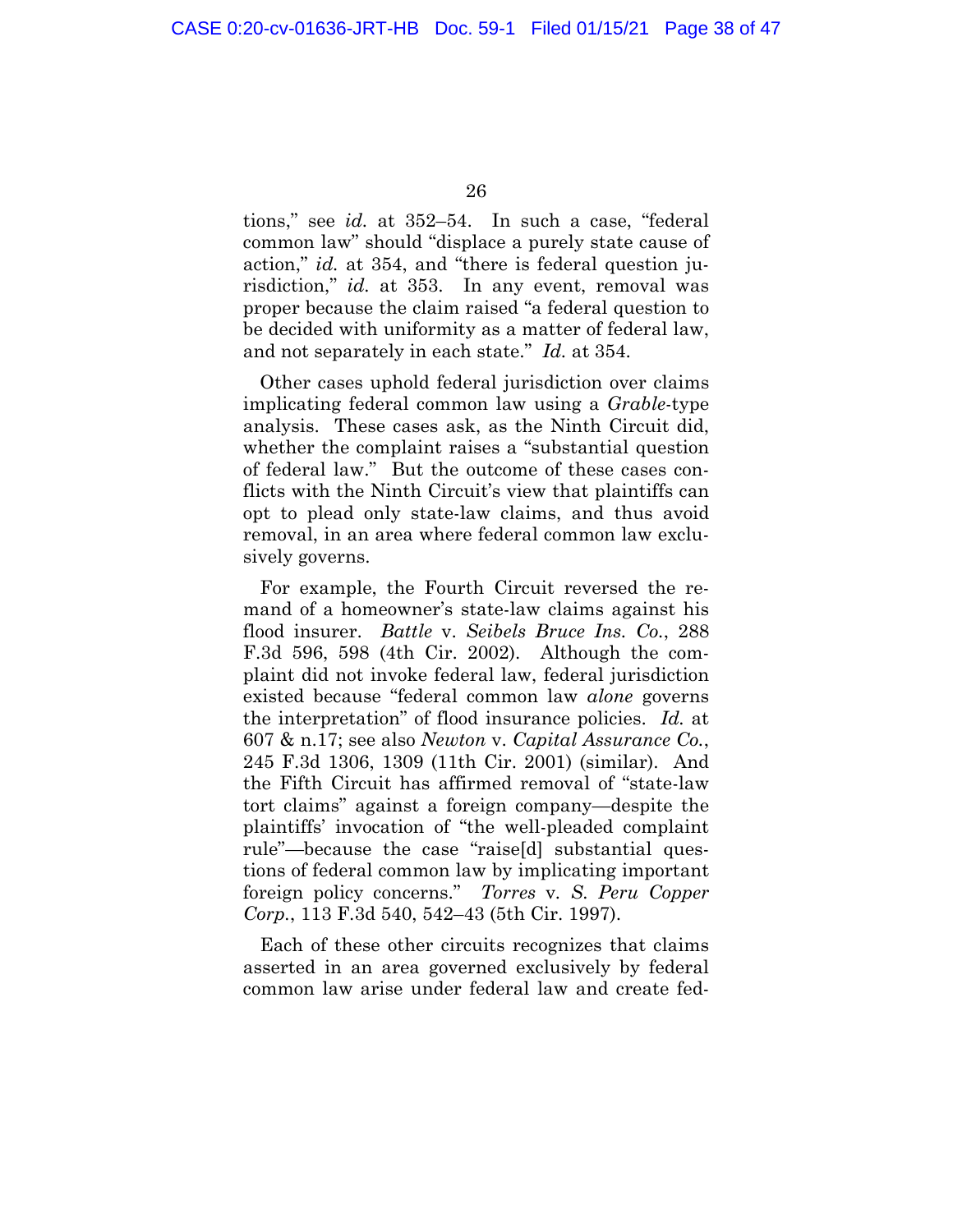tions," see *id.* at 352–54. In such a case, "federal common law" should "displace a purely state cause of action," *id.* at 354, and "there is federal question jurisdiction," *id.* at 353. In any event, removal was proper because the claim raised "a federal question to be decided with uniformity as a matter of federal law, and not separately in each state." *Id.* at 354.

Other cases uphold federal jurisdiction over claims implicating federal common law using a *Grable*-type analysis. These cases ask, as the Ninth Circuit did, whether the complaint raises a "substantial question of federal law." But the outcome of these cases conflicts with the Ninth Circuit's view that plaintiffs can opt to plead only state-law claims, and thus avoid removal, in an area where federal common law exclusively governs.

For example, the Fourth Circuit reversed the remand of a homeowner's state-law claims against his flood insurer. *Battle* v. *Seibels Bruce Ins. Co.*, 288 F.3d 596, 598 (4th Cir. 2002). Although the complaint did not invoke federal law, federal jurisdiction existed because "federal common law *alone* governs the interpretation" of flood insurance policies. *Id.* at 607 & n.17; see also *Newton* v. *Capital Assurance Co.*, 245 F.3d 1306, 1309 (11th Cir. 2001) (similar). And the Fifth Circuit has affirmed removal of "state-law tort claims" against a foreign company—despite the plaintiffs' invocation of "the well-pleaded complaint rule"—because the case "raise[d] substantial questions of federal common law by implicating important foreign policy concerns." *Torres* v. *S. Peru Copper Corp.*, 113 F.3d 540, 542–43 (5th Cir. 1997).

Each of these other circuits recognizes that claims asserted in an area governed exclusively by federal common law arise under federal law and create fed-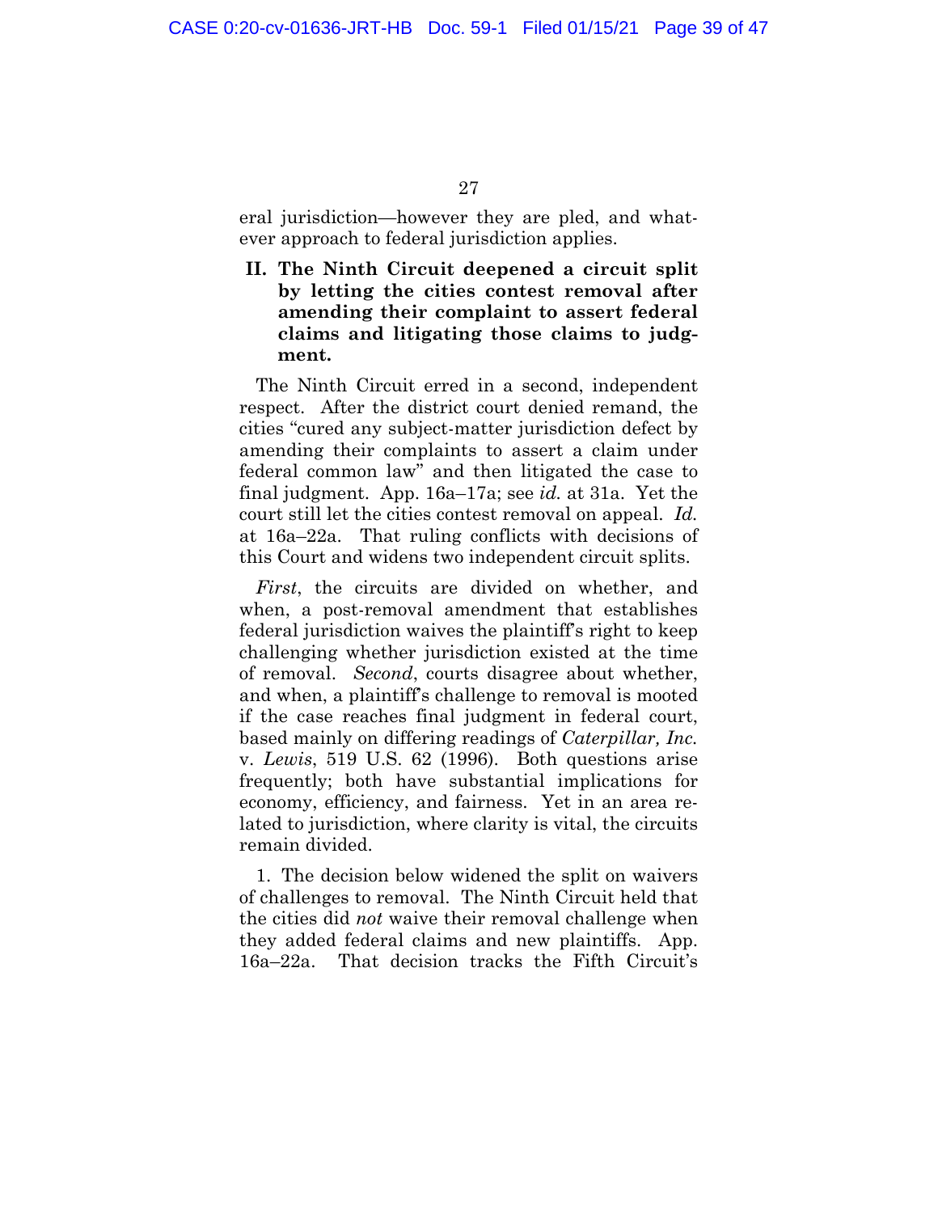eral jurisdiction—however they are pled, and whatever approach to federal jurisdiction applies.

## II. The Ninth Circuit deepened a circuit split by letting the cities contest removal after amending their complaint to assert federal claims and litigating those claims to judgment.

The Ninth Circuit erred in a second, independent respect. After the district court denied remand, the cities "cured any subject-matter jurisdiction defect by amending their complaints to assert a claim under federal common law" and then litigated the case to final judgment. App. 16a–17a; see *id.* at 31a. Yet the court still let the cities contest removal on appeal. *Id.* at 16a–22a. That ruling conflicts with decisions of this Court and widens two independent circuit splits.

*First*, the circuits are divided on whether, and when, a post-removal amendment that establishes federal jurisdiction waives the plaintiff's right to keep challenging whether jurisdiction existed at the time of removal. *Second*, courts disagree about whether, and when, a plaintiff's challenge to removal is mooted if the case reaches final judgment in federal court, based mainly on differing readings of *Caterpillar, Inc.* v. *Lewis*, 519 U.S. 62 (1996). Both questions arise frequently; both have substantial implications for economy, efficiency, and fairness. Yet in an area related to jurisdiction, where clarity is vital, the circuits remain divided.

1. The decision below widened the split on waivers of challenges to removal. The Ninth Circuit held that the cities did *not* waive their removal challenge when they added federal claims and new plaintiffs. App. 16a–22a. That decision tracks the Fifth Circuit's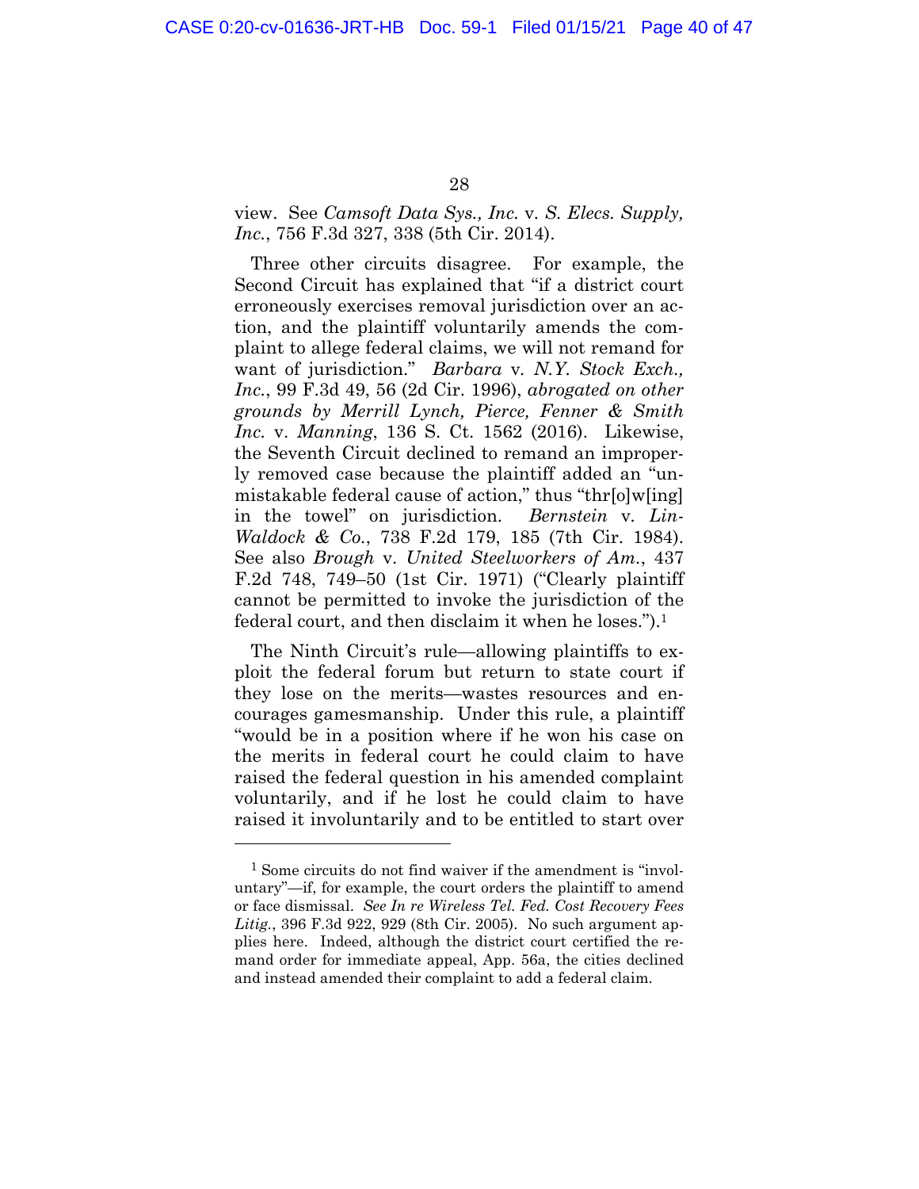view. See *Camsoft Data Sys., Inc.* v. *S. Elecs. Supply, Inc.*, 756 F.3d 327, 338 (5th Cir. 2014).

Three other circuits disagree. For example, the Second Circuit has explained that "if a district court erroneously exercises removal jurisdiction over an action, and the plaintiff voluntarily amends the complaint to allege federal claims, we will not remand for want of jurisdiction." *Barbara* v. *N.Y. Stock Exch., Inc.*, 99 F.3d 49, 56 (2d Cir. 1996), *abrogated on other grounds by Merrill Lynch, Pierce, Fenner & Smith Inc.* v. *Manning*, 136 S. Ct. 1562 (2016). Likewise, the Seventh Circuit declined to remand an improperly removed case because the plaintiff added an "unmistakable federal cause of action," thus "thr[o]w[ing] in the towel" on jurisdiction. *Bernstein* v. *Lin-Waldock & Co.*, 738 F.2d 179, 185 (7th Cir. 1984). See also *Brough* v. *United Steelworkers of Am.*, 437 F.2d 748, 749–50 (1st Cir. 1971) ("Clearly plaintiff cannot be permitted to invoke the jurisdiction of the federal court, and then disclaim it when he loses.").[1]

The Ninth Circuit's rule—allowing plaintiffs to exploit the federal forum but return to state court if they lose on the merits—wastes resources and encourages gamesmanship. Under this rule, a plaintiff "would be in a position where if he won his case on the merits in federal court he could claim to have raised the federal question in his amended complaint voluntarily, and if he lost he could claim to have raised it involuntarily and to be entitled to start over

---

[1] Some circuits do not find waiver if the amendment is "involuntary"—if, for example, the court orders the plaintiff to amend or face dismissal. *See In re Wireless Tel. Fed. Cost Recovery Fees Litig.*, 396 F.3d 922, 929 (8th Cir. 2005). No such argument applies here. Indeed, although the district court certified the remand order for immediate appeal, App. 56a, the cities declined and instead amended their complaint to add a federal claim.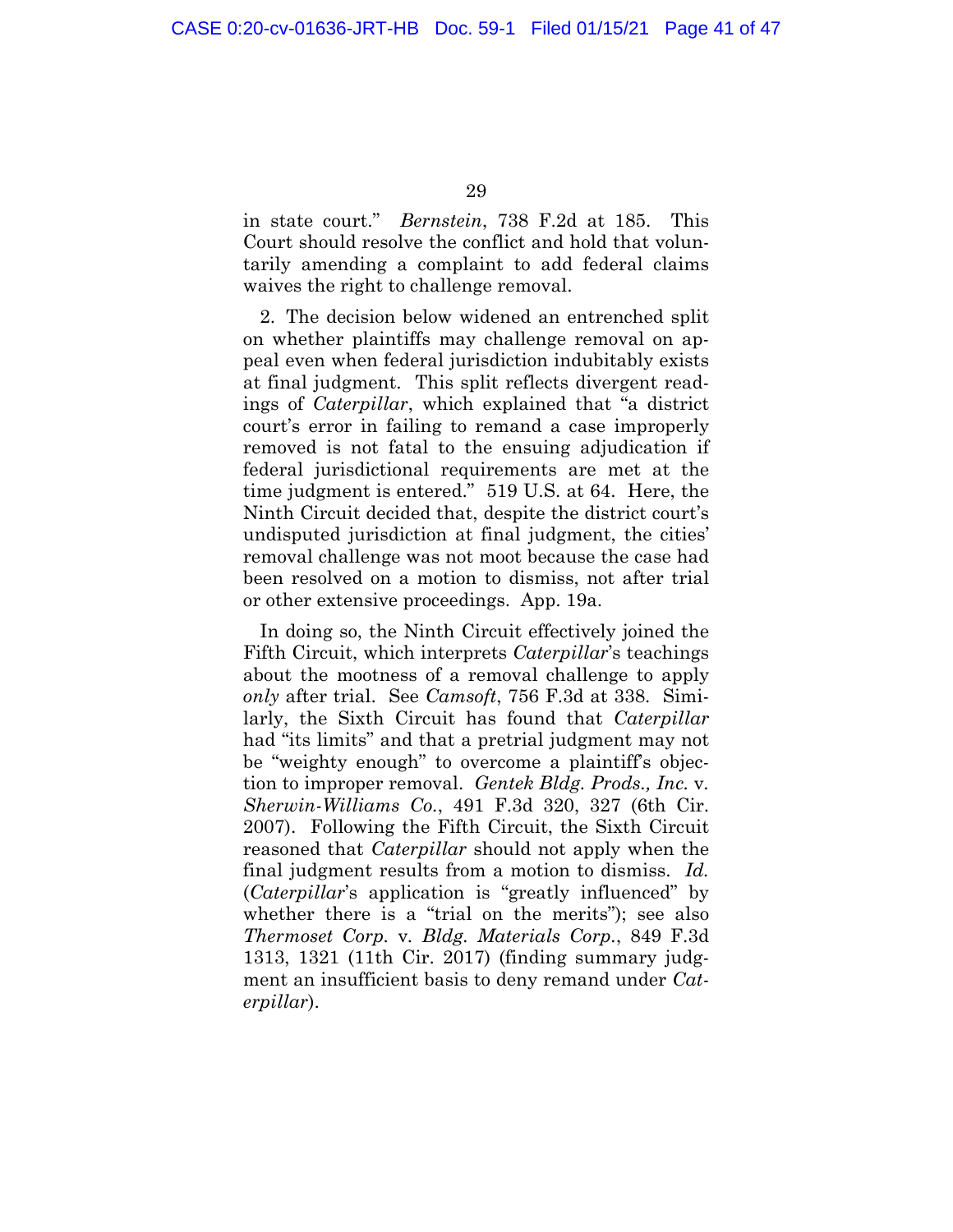in state court." *Bernstein*, 738 F.2d at 185. This Court should resolve the conflict and hold that voluntarily amending a complaint to add federal claims waives the right to challenge removal.

2. The decision below widened an entrenched split on whether plaintiffs may challenge removal on appeal even when federal jurisdiction indubitably exists at final judgment. This split reflects divergent readings of *Caterpillar*, which explained that "a district court's error in failing to remand a case improperly removed is not fatal to the ensuing adjudication if federal jurisdictional requirements are met at the time judgment is entered." 519 U.S. at 64. Here, the Ninth Circuit decided that, despite the district court's undisputed jurisdiction at final judgment, the cities' removal challenge was not moot because the case had been resolved on a motion to dismiss, not after trial or other extensive proceedings. App. 19a.

In doing so, the Ninth Circuit effectively joined the Fifth Circuit, which interprets *Caterpillar*'s teachings about the mootness of a removal challenge to apply *only* after trial. See *Camsoft*, 756 F.3d at 338. Similarly, the Sixth Circuit has found that *Caterpillar* had "its limits" and that a pretrial judgment may not be "weighty enough" to overcome a plaintiff's objection to improper removal. *Gentek Bldg. Prods., Inc.* v. *Sherwin-Williams Co.*, 491 F.3d 320, 327 (6th Cir. 2007). Following the Fifth Circuit, the Sixth Circuit reasoned that *Caterpillar* should not apply when the final judgment results from a motion to dismiss. *Id.* (*Caterpillar*'s application is "greatly influenced" by whether there is a "trial on the merits"); see also *Thermoset Corp.* v. *Bldg. Materials Corp.*, 849 F.3d 1313, 1321 (11th Cir. 2017) (finding summary judgment an insufficient basis to deny remand under *Caterpillar*).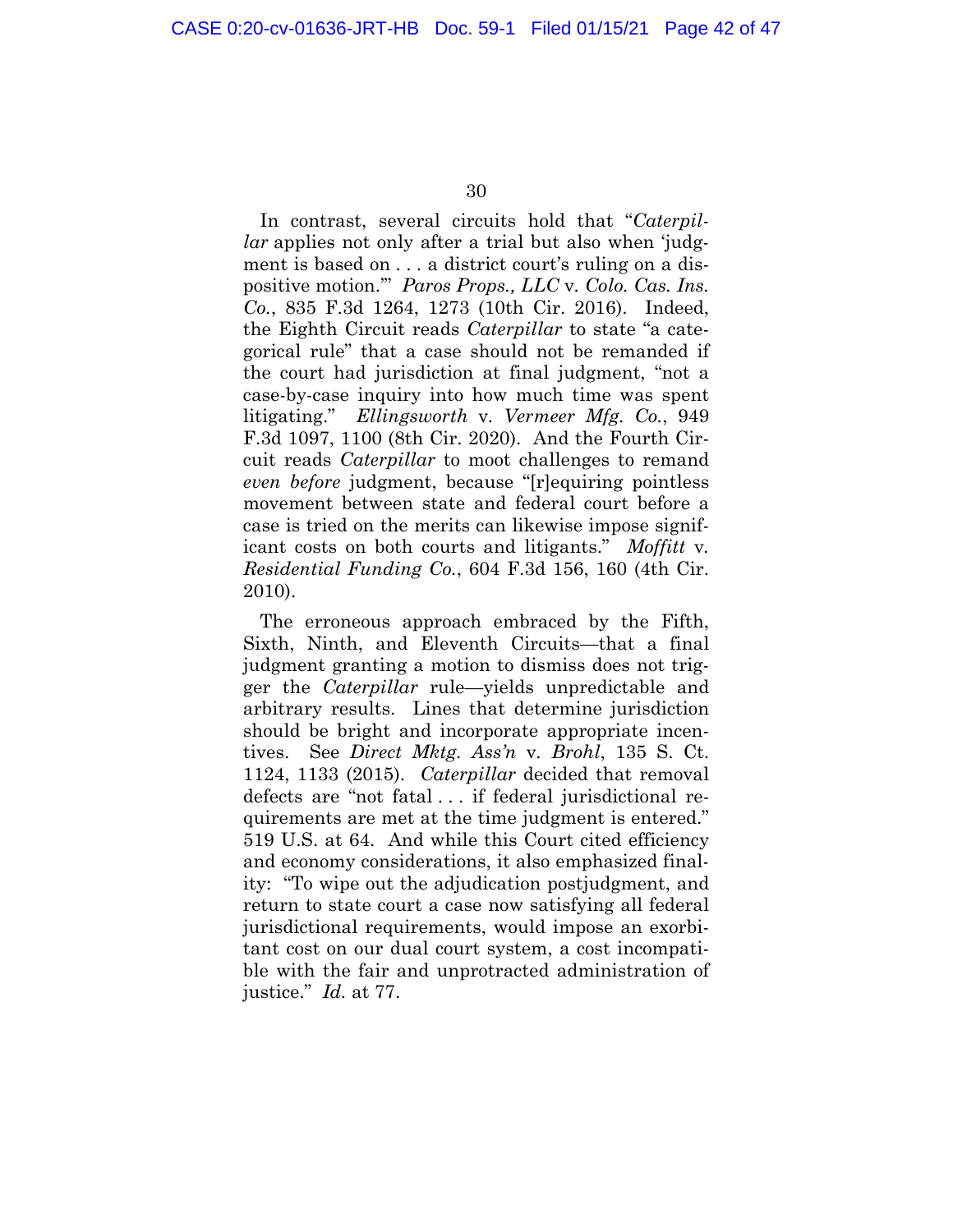In contrast, several circuits hold that "*Caterpillar* applies not only after a trial but also when 'judgment is based on . . . a district court's ruling on a dispositive motion.'" *Paros Props., LLC* v. *Colo. Cas. Ins. Co.*, 835 F.3d 1264, 1273 (10th Cir. 2016). Indeed, the Eighth Circuit reads *Caterpillar* to state "a categorical rule" that a case should not be remanded if the court had jurisdiction at final judgment, "not a case-by-case inquiry into how much time was spent litigating." *Ellingsworth* v. *Vermeer Mfg. Co.*, 949 F.3d 1097, 1100 (8th Cir. 2020). And the Fourth Circuit reads *Caterpillar* to moot challenges to remand *even before* judgment, because "[r]equiring pointless movement between state and federal court before a case is tried on the merits can likewise impose significant costs on both courts and litigants." *Moffitt* v. *Residential Funding Co.*, 604 F.3d 156, 160 (4th Cir. 2010).

The erroneous approach embraced by the Fifth, Sixth, Ninth, and Eleventh Circuits—that a final judgment granting a motion to dismiss does not trigger the *Caterpillar* rule—yields unpredictable and arbitrary results. Lines that determine jurisdiction should be bright and incorporate appropriate incentives. See *Direct Mktg. Ass'n* v. *Brohl*, 135 S. Ct. 1124, 1133 (2015). *Caterpillar* decided that removal defects are "not fatal . . . if federal jurisdictional requirements are met at the time judgment is entered." 519 U.S. at 64. And while this Court cited efficiency and economy considerations, it also emphasized finality: "To wipe out the adjudication postjudgment, and return to state court a case now satisfying all federal jurisdictional requirements, would impose an exorbitant cost on our dual court system, a cost incompatible with the fair and unprotracted administration of justice." *Id.* at 77.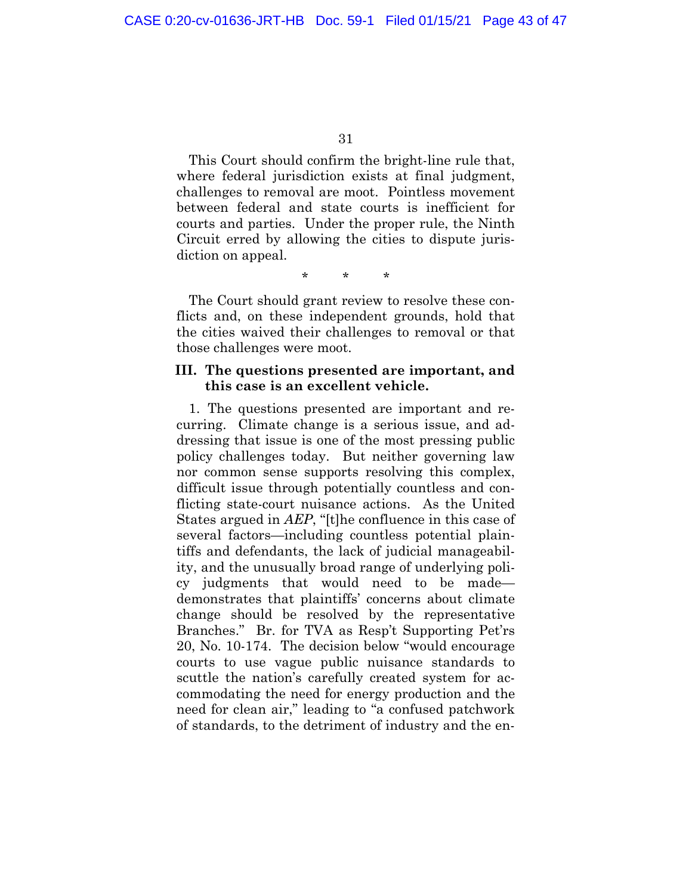This Court should confirm the bright-line rule that, where federal jurisdiction exists at final judgment, challenges to removal are moot. Pointless movement between federal and state courts is inefficient for courts and parties. Under the proper rule, the Ninth Circuit erred by allowing the cities to dispute jurisdiction on appeal.

\* \* \*

The Court should grant review to resolve these conflicts and, on these independent grounds, hold that the cities waived their challenges to removal or that those challenges were moot.

### III. The questions presented are important, and this case is an excellent vehicle.

1. The questions presented are important and recurring. Climate change is a serious issue, and addressing that issue is one of the most pressing public policy challenges today. But neither governing law nor common sense supports resolving this complex, difficult issue through potentially countless and conflicting state-court nuisance actions. As the United States argued in *AEP*, "[t]he confluence in this case of several factors—including countless potential plaintiffs and defendants, the lack of judicial manageability, and the unusually broad range of underlying policy judgments that would need to be made—demonstrates that plaintiffs' concerns about climate change should be resolved by the representative Branches." Br. for TVA as Resp't Supporting Pet'rs 20, No. 10-174. The decision below "would encourage courts to use vague public nuisance standards to scuttle the nation's carefully created system for accommodating the need for energy production and the need for clean air," leading to "a confused patchwork of standards, to the detriment of industry and the en-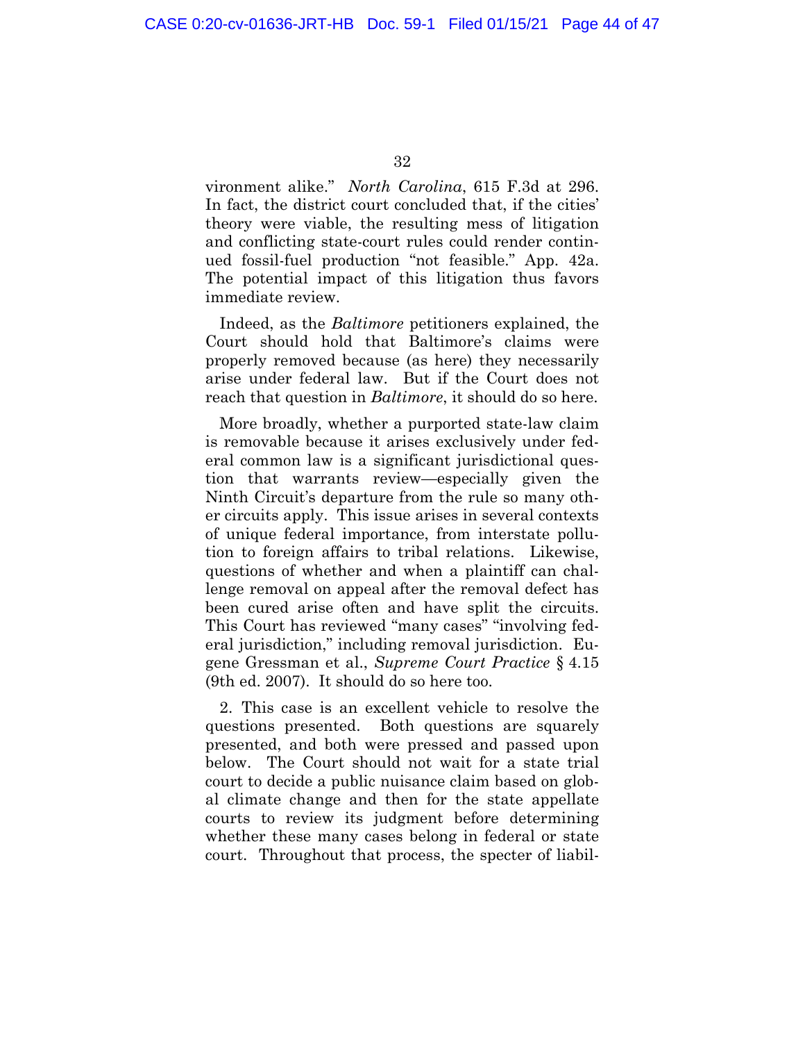vironment alike." *North Carolina*, 615 F.3d at 296. In fact, the district court concluded that, if the cities' theory were viable, the resulting mess of litigation and conflicting state-court rules could render continued fossil-fuel production "not feasible." App. 42a. The potential impact of this litigation thus favors immediate review.

Indeed, as the *Baltimore* petitioners explained, the Court should hold that Baltimore's claims were properly removed because (as here) they necessarily arise under federal law. But if the Court does not reach that question in *Baltimore*, it should do so here.

More broadly, whether a purported state-law claim is removable because it arises exclusively under federal common law is a significant jurisdictional question that warrants review—especially given the Ninth Circuit's departure from the rule so many other circuits apply. This issue arises in several contexts of unique federal importance, from interstate pollution to foreign affairs to tribal relations. Likewise, questions of whether and when a plaintiff can challenge removal on appeal after the removal defect has been cured arise often and have split the circuits. This Court has reviewed "many cases" "involving federal jurisdiction," including removal jurisdiction. Eugene Gressman et al., *Supreme Court Practice* § 4.15 (9th ed. 2007). It should do so here too.

2. This case is an excellent vehicle to resolve the questions presented. Both questions are squarely presented, and both were pressed and passed upon below. The Court should not wait for a state trial court to decide a public nuisance claim based on global climate change and then for the state appellate courts to review its judgment before determining whether these many cases belong in federal or state court. Throughout that process, the specter of liabil-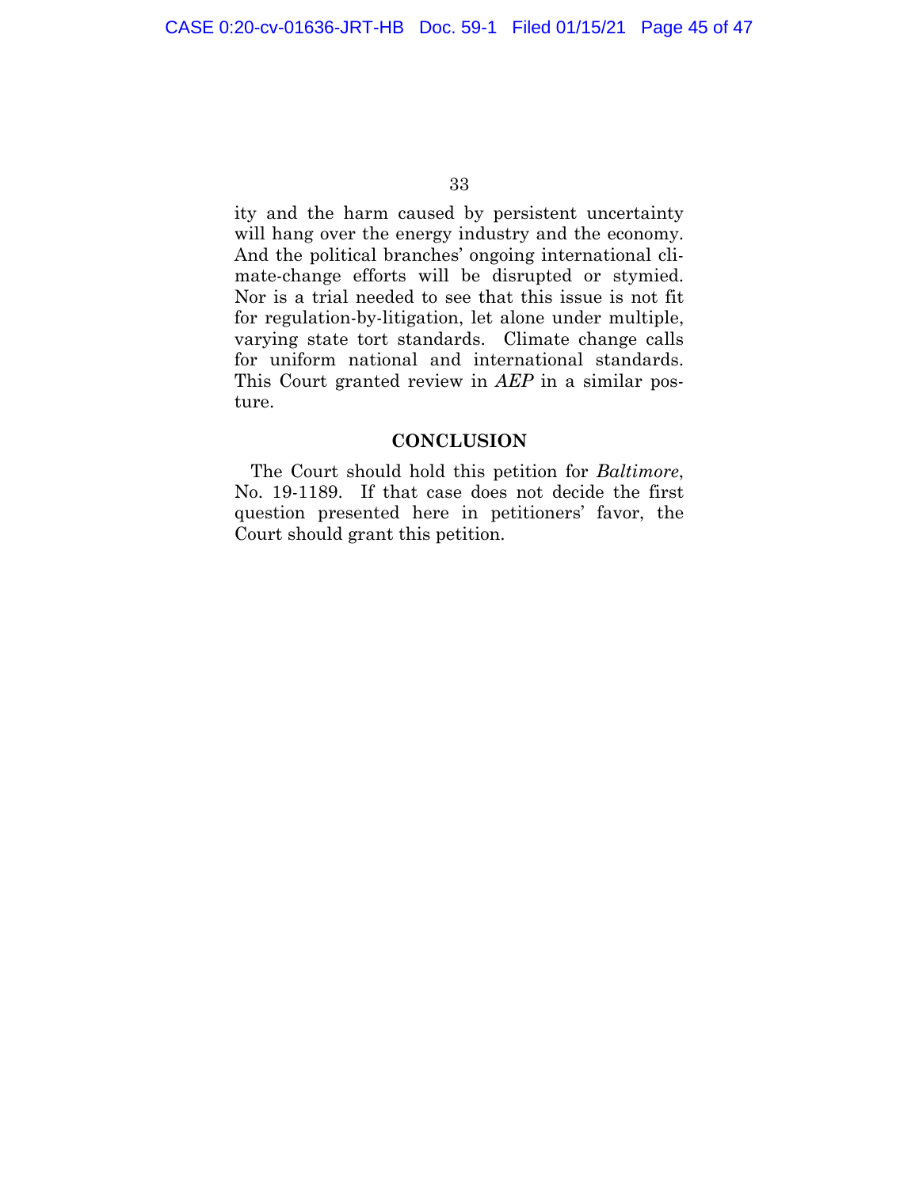ity and the harm caused by persistent uncertainty will hang over the energy industry and the economy. And the political branches' ongoing international climate-change efforts will be disrupted or stymied. Nor is a trial needed to see that this issue is not fit for regulation-by-litigation, let alone under multiple, varying state tort standards. Climate change calls for uniform national and international standards. This Court granted review in *AEP* in a similar posture.

## CONCLUSION

The Court should hold this petition for *Baltimore*, No. 19-1189. If that case does not decide the first question presented here in petitioners' favor, the Court should grant this petition.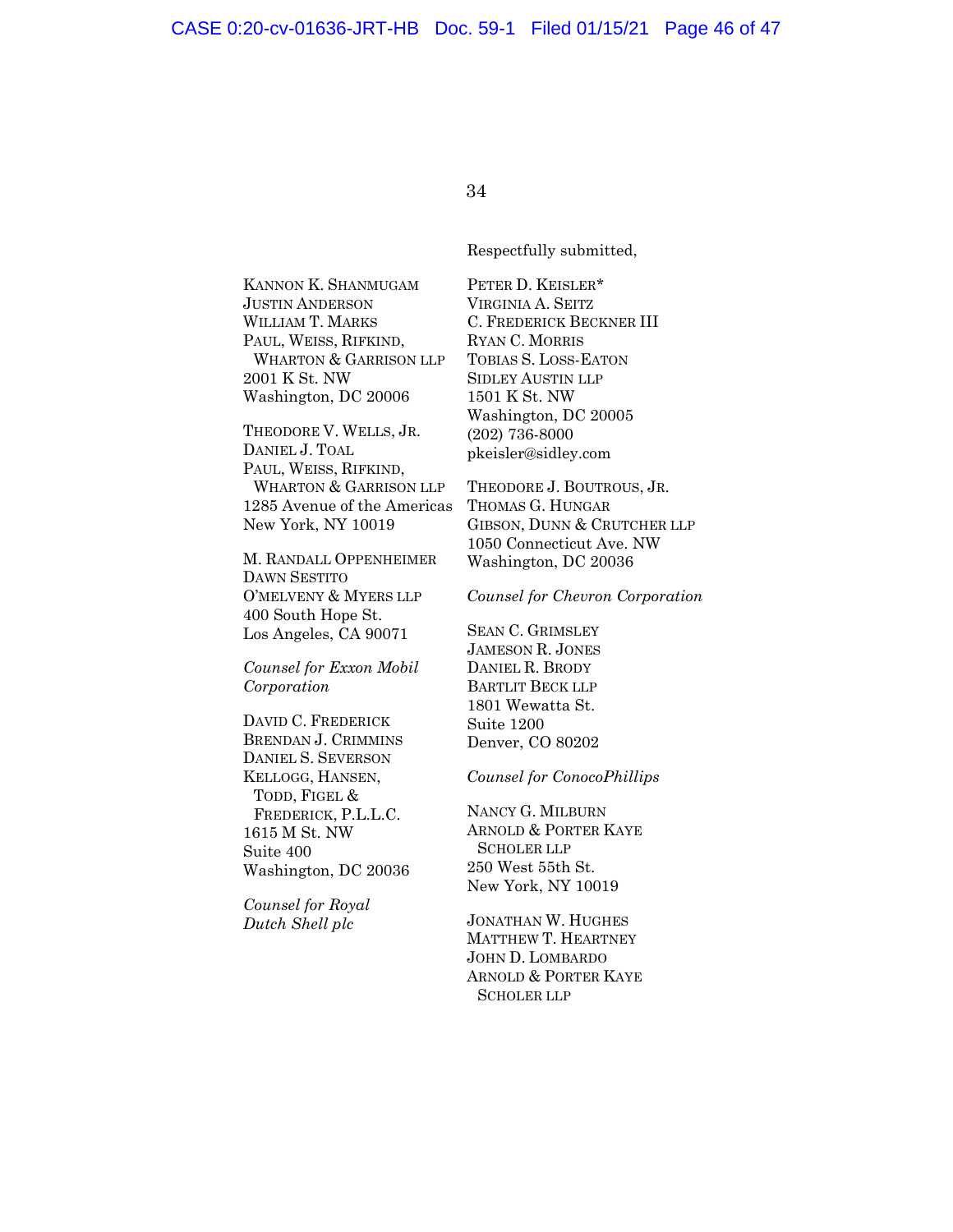Respectfully submitted,

KANNON K. SHANMUGAM
JUSTIN ANDERSON
WILLIAM T. MARKS
PAUL, WEISS, RIFKIND,
WHARTON & GARRISON LLP
2001 K St. NW
Washington, DC 20006

THEODORE V. WELLS, JR.
DANIEL J. TOAL
PAUL, WEISS, RIFKIND,
WHARTON & GARRISON LLP
1285 Avenue of the Americas
New York, NY 10019

M. RANDALL OPPENHEIMER
DAWN SESTITO
O'MELVENY & MYERS LLP
400 South Hope St.
Los Angeles, CA 90071

*Counsel for Exxon Mobil Corporation*

DAVID C. FREDERICK
BRENDAN J. CRIMMINS
DANIEL S. SEVERSON
KELLOGG, HANSEN,
TODD, FIGEL &
FREDERICK, P.L.L.C.
1615 M St. NW
Suite 400
Washington, DC 20036

*Counsel for Royal Dutch Shell plc*

PETER D. KEISLER*
VIRGINIA A. SEITZ
C. FREDERICK BECKNER III
RYAN C. MORRIS
TOBIAS S. LOSS-EATON
SIDLEY AUSTIN LLP
1501 K St. NW
Washington, DC 20005
(202) 736-8000
pkeisler@sidley.com

THEODORE J. BOUTROUS, JR.
THOMAS G. HUNGAR
GIBSON, DUNN & CRUTCHER LLP
1050 Connecticut Ave. NW
Washington, DC 20036

*Counsel for Chevron Corporation*

SEAN C. GRIMSLEY
JAMESON R. JONES
DANIEL R. BRODY
BARTLIT BECK LLP
1801 Wewatta St.
Suite 1200
Denver, CO 80202

*Counsel for ConocoPhillips*

NANCY G. MILBURN
ARNOLD & PORTER KAYE
SCHOLER LLP
250 West 55th St.
New York, NY 10019

JONATHAN W. HUGHES
MATTHEW T. HEARTNEY
JOHN D. LOMBARDO
ARNOLD & PORTER KAYE
SCHOLER LLP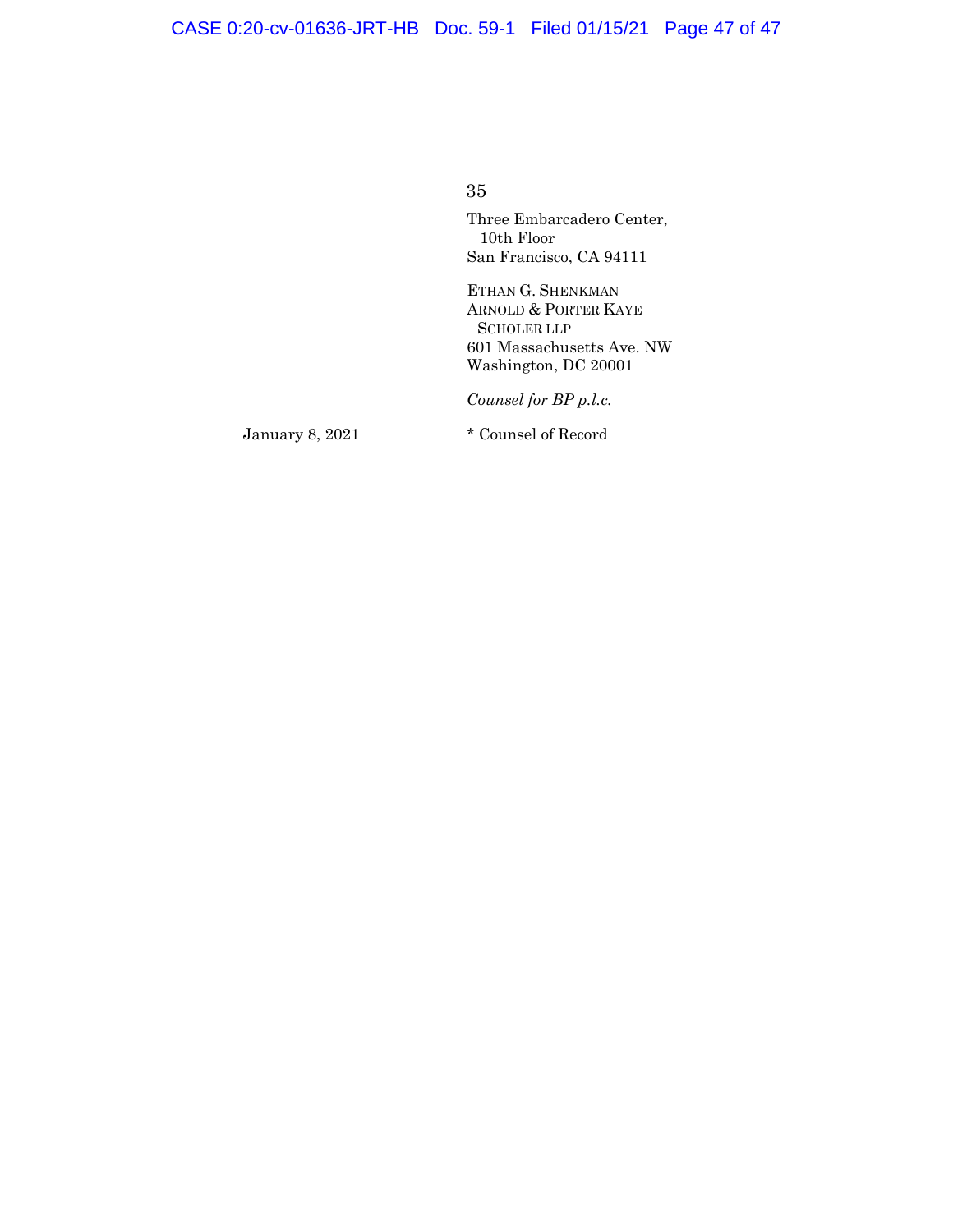Three Embarcadero Center,
10th Floor
San Francisco, CA 94111

ETHAN G. SHENKMAN
ARNOLD & PORTER KAYE
SCHOLER LLP
601 Massachusetts Ave. NW
Washington, DC 20001

*Counsel for BP p.l.c.*

January 8, 2021

* Counsel of Record